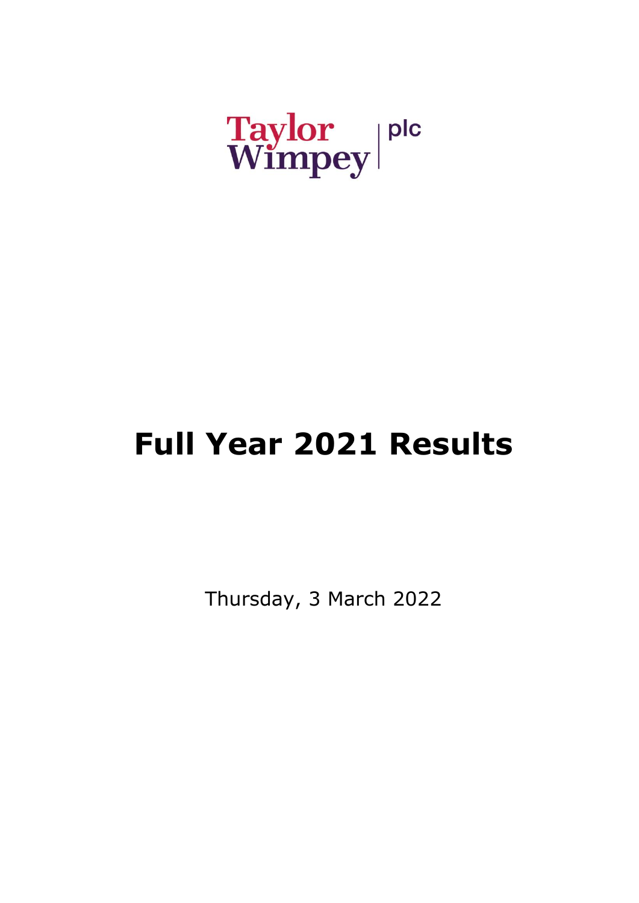Taylor Wimpey | plc

# Full Year 2021 Results

Thursday, 3 March 2022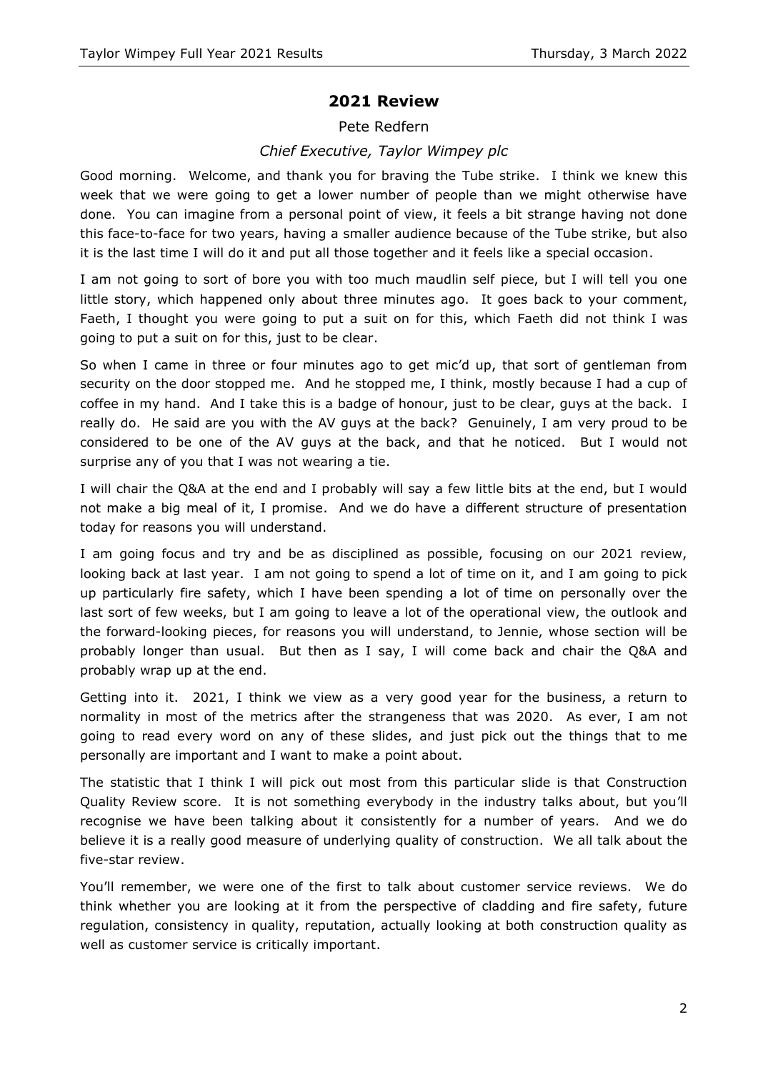## 2021 Review

Pete Redfern

*Chief Executive, Taylor Wimpey plc*

Good morning. Welcome, and thank you for braving the Tube strike. I think we knew this week that we were going to get a lower number of people than we might otherwise have done. You can imagine from a personal point of view, it feels a bit strange having not done this face-to-face for two years, having a smaller audience because of the Tube strike, but also it is the last time I will do it and put all those together and it feels like a special occasion.

I am not going to sort of bore you with too much maudlin self piece, but I will tell you one little story, which happened only about three minutes ago. It goes back to your comment, Faeth, I thought you were going to put a suit on for this, which Faeth did not think I was going to put a suit on for this, just to be clear.

So when I came in three or four minutes ago to get mic'd up, that sort of gentleman from security on the door stopped me. And he stopped me, I think, mostly because I had a cup of coffee in my hand. And I take this is a badge of honour, just to be clear, guys at the back. I really do. He said are you with the AV guys at the back? Genuinely, I am very proud to be considered to be one of the AV guys at the back, and that he noticed. But I would not surprise any of you that I was not wearing a tie.

I will chair the Q&A at the end and I probably will say a few little bits at the end, but I would not make a big meal of it, I promise. And we do have a different structure of presentation today for reasons you will understand.

I am going focus and try and be as disciplined as possible, focusing on our 2021 review, looking back at last year. I am not going to spend a lot of time on it, and I am going to pick up particularly fire safety, which I have been spending a lot of time on personally over the last sort of few weeks, but I am going to leave a lot of the operational view, the outlook and the forward-looking pieces, for reasons you will understand, to Jennie, whose section will be probably longer than usual. But then as I say, I will come back and chair the Q&A and probably wrap up at the end.

Getting into it. 2021, I think we view as a very good year for the business, a return to normality in most of the metrics after the strangeness that was 2020. As ever, I am not going to read every word on any of these slides, and just pick out the things that to me personally are important and I want to make a point about.

The statistic that I think I will pick out most from this particular slide is that Construction Quality Review score. It is not something everybody in the industry talks about, but you'll recognise we have been talking about it consistently for a number of years. And we do believe it is a really good measure of underlying quality of construction. We all talk about the five-star review.

You'll remember, we were one of the first to talk about customer service reviews. We do think whether you are looking at it from the perspective of cladding and fire safety, future regulation, consistency in quality, reputation, actually looking at both construction quality as well as customer service is critically important.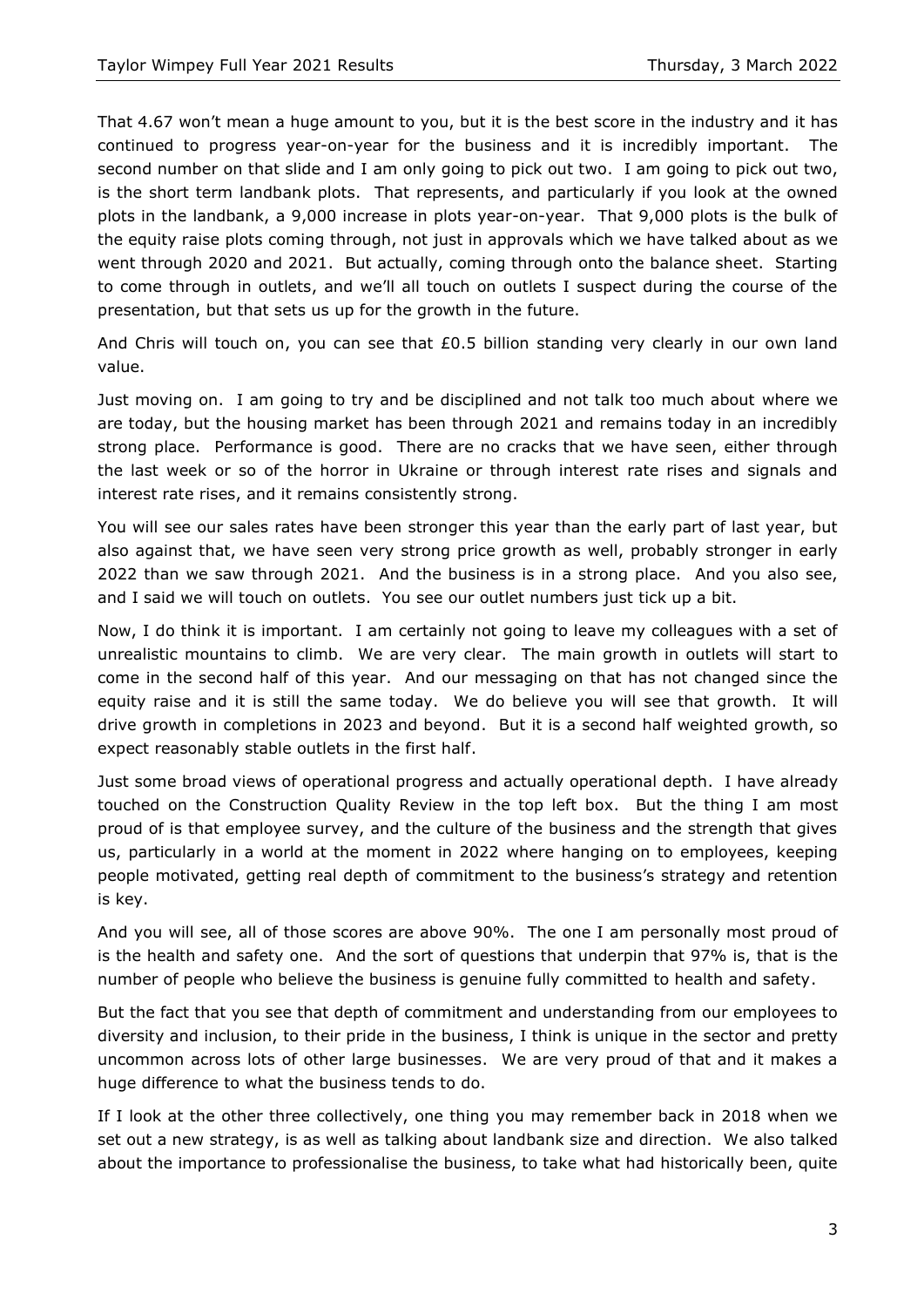That 4.67 won't mean a huge amount to you, but it is the best score in the industry and it has continued to progress year-on-year for the business and it is incredibly important. The second number on that slide and I am only going to pick out two. I am going to pick out two, is the short term landbank plots. That represents, and particularly if you look at the owned plots in the landbank, a 9,000 increase in plots year-on-year. That 9,000 plots is the bulk of the equity raise plots coming through, not just in approvals which we have talked about as we went through 2020 and 2021. But actually, coming through onto the balance sheet. Starting to come through in outlets, and we'll all touch on outlets I suspect during the course of the presentation, but that sets us up for the growth in the future.

And Chris will touch on, you can see that £0.5 billion standing very clearly in our own land value.

Just moving on. I am going to try and be disciplined and not talk too much about where we are today, but the housing market has been through 2021 and remains today in an incredibly strong place. Performance is good. There are no cracks that we have seen, either through the last week or so of the horror in Ukraine or through interest rate rises and signals and interest rate rises, and it remains consistently strong.

You will see our sales rates have been stronger this year than the early part of last year, but also against that, we have seen very strong price growth as well, probably stronger in early 2022 than we saw through 2021. And the business is in a strong place. And you also see, and I said we will touch on outlets. You see our outlet numbers just tick up a bit.

Now, I do think it is important. I am certainly not going to leave my colleagues with a set of unrealistic mountains to climb. We are very clear. The main growth in outlets will start to come in the second half of this year. And our messaging on that has not changed since the equity raise and it is still the same today. We do believe you will see that growth. It will drive growth in completions in 2023 and beyond. But it is a second half weighted growth, so expect reasonably stable outlets in the first half.

Just some broad views of operational progress and actually operational depth. I have already touched on the Construction Quality Review in the top left box. But the thing I am most proud of is that employee survey, and the culture of the business and the strength that gives us, particularly in a world at the moment in 2022 where hanging on to employees, keeping people motivated, getting real depth of commitment to the business's strategy and retention is key.

And you will see, all of those scores are above 90%. The one I am personally most proud of is the health and safety one. And the sort of questions that underpin that 97% is, that is the number of people who believe the business is genuine fully committed to health and safety.

But the fact that you see that depth of commitment and understanding from our employees to diversity and inclusion, to their pride in the business, I think is unique in the sector and pretty uncommon across lots of other large businesses. We are very proud of that and it makes a huge difference to what the business tends to do.

If I look at the other three collectively, one thing you may remember back in 2018 when we set out a new strategy, is as well as talking about landbank size and direction. We also talked about the importance to professionalise the business, to take what had historically been, quite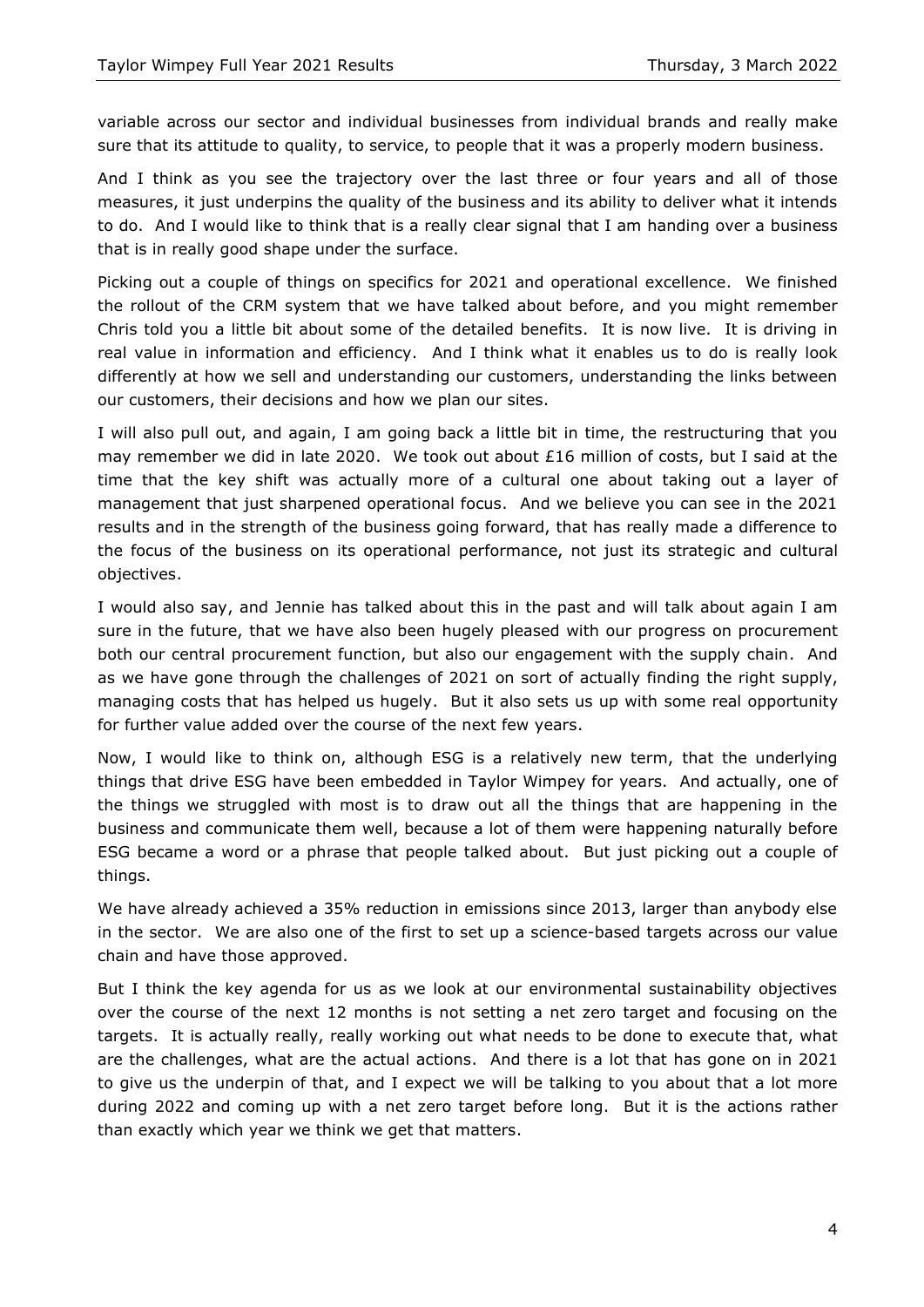variable across our sector and individual businesses from individual brands and really make sure that its attitude to quality, to service, to people that it was a properly modern business.

And I think as you see the trajectory over the last three or four years and all of those measures, it just underpins the quality of the business and its ability to deliver what it intends to do. And I would like to think that is a really clear signal that I am handing over a business that is in really good shape under the surface.

Picking out a couple of things on specifics for 2021 and operational excellence. We finished the rollout of the CRM system that we have talked about before, and you might remember Chris told you a little bit about some of the detailed benefits. It is now live. It is driving in real value in information and efficiency. And I think what it enables us to do is really look differently at how we sell and understanding our customers, understanding the links between our customers, their decisions and how we plan our sites.

I will also pull out, and again, I am going back a little bit in time, the restructuring that you may remember we did in late 2020. We took out about £16 million of costs, but I said at the time that the key shift was actually more of a cultural one about taking out a layer of management that just sharpened operational focus. And we believe you can see in the 2021 results and in the strength of the business going forward, that has really made a difference to the focus of the business on its operational performance, not just its strategic and cultural objectives.

I would also say, and Jennie has talked about this in the past and will talk about again I am sure in the future, that we have also been hugely pleased with our progress on procurement both our central procurement function, but also our engagement with the supply chain. And as we have gone through the challenges of 2021 on sort of actually finding the right supply, managing costs that has helped us hugely. But it also sets us up with some real opportunity for further value added over the course of the next few years.

Now, I would like to think on, although ESG is a relatively new term, that the underlying things that drive ESG have been embedded in Taylor Wimpey for years. And actually, one of the things we struggled with most is to draw out all the things that are happening in the business and communicate them well, because a lot of them were happening naturally before ESG became a word or a phrase that people talked about. But just picking out a couple of things.

We have already achieved a 35% reduction in emissions since 2013, larger than anybody else in the sector. We are also one of the first to set up a science-based targets across our value chain and have those approved.

But I think the key agenda for us as we look at our environmental sustainability objectives over the course of the next 12 months is not setting a net zero target and focusing on the targets. It is actually really, really working out what needs to be done to execute that, what are the challenges, what are the actual actions. And there is a lot that has gone on in 2021 to give us the underpin of that, and I expect we will be talking to you about that a lot more during 2022 and coming up with a net zero target before long. But it is the actions rather than exactly which year we think we get that matters.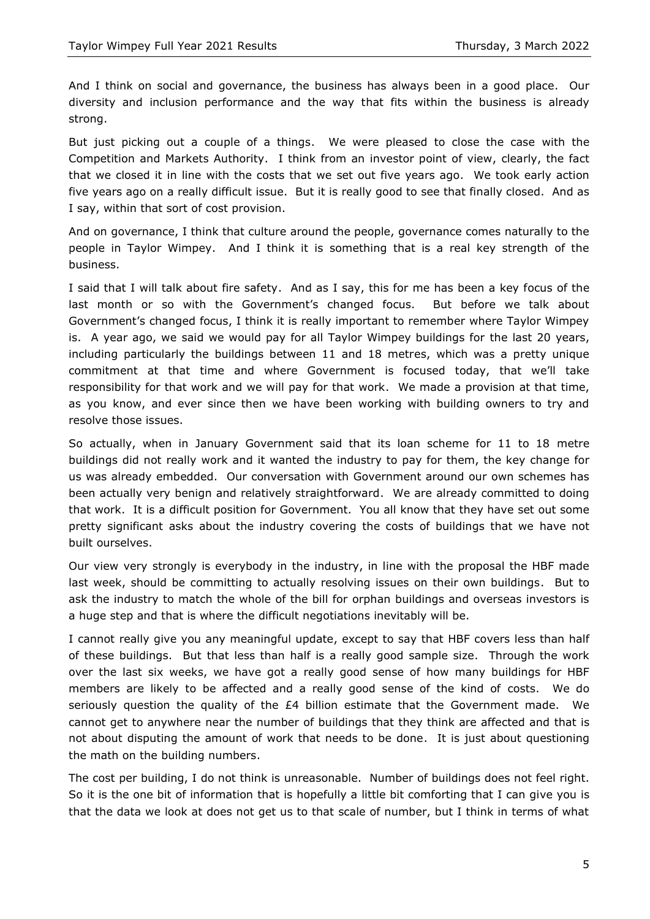And I think on social and governance, the business has always been in a good place. Our diversity and inclusion performance and the way that fits within the business is already strong.

But just picking out a couple of a things. We were pleased to close the case with the Competition and Markets Authority. I think from an investor point of view, clearly, the fact that we closed it in line with the costs that we set out five years ago. We took early action five years ago on a really difficult issue. But it is really good to see that finally closed. And as I say, within that sort of cost provision.

And on governance, I think that culture around the people, governance comes naturally to the people in Taylor Wimpey. And I think it is something that is a real key strength of the business.

I said that I will talk about fire safety. And as I say, this for me has been a key focus of the last month or so with the Government's changed focus. But before we talk about Government's changed focus, I think it is really important to remember where Taylor Wimpey is. A year ago, we said we would pay for all Taylor Wimpey buildings for the last 20 years, including particularly the buildings between 11 and 18 metres, which was a pretty unique commitment at that time and where Government is focused today, that we'll take responsibility for that work and we will pay for that work. We made a provision at that time, as you know, and ever since then we have been working with building owners to try and resolve those issues.

So actually, when in January Government said that its loan scheme for 11 to 18 metre buildings did not really work and it wanted the industry to pay for them, the key change for us was already embedded. Our conversation with Government around our own schemes has been actually very benign and relatively straightforward. We are already committed to doing that work. It is a difficult position for Government. You all know that they have set out some pretty significant asks about the industry covering the costs of buildings that we have not built ourselves.

Our view very strongly is everybody in the industry, in line with the proposal the HBF made last week, should be committing to actually resolving issues on their own buildings. But to ask the industry to match the whole of the bill for orphan buildings and overseas investors is a huge step and that is where the difficult negotiations inevitably will be.

I cannot really give you any meaningful update, except to say that HBF covers less than half of these buildings. But that less than half is a really good sample size. Through the work over the last six weeks, we have got a really good sense of how many buildings for HBF members are likely to be affected and a really good sense of the kind of costs. We do seriously question the quality of the £4 billion estimate that the Government made. We cannot get to anywhere near the number of buildings that they think are affected and that is not about disputing the amount of work that needs to be done. It is just about questioning the math on the building numbers.

The cost per building, I do not think is unreasonable. Number of buildings does not feel right. So it is the one bit of information that is hopefully a little bit comforting that I can give you is that the data we look at does not get us to that scale of number, but I think in terms of what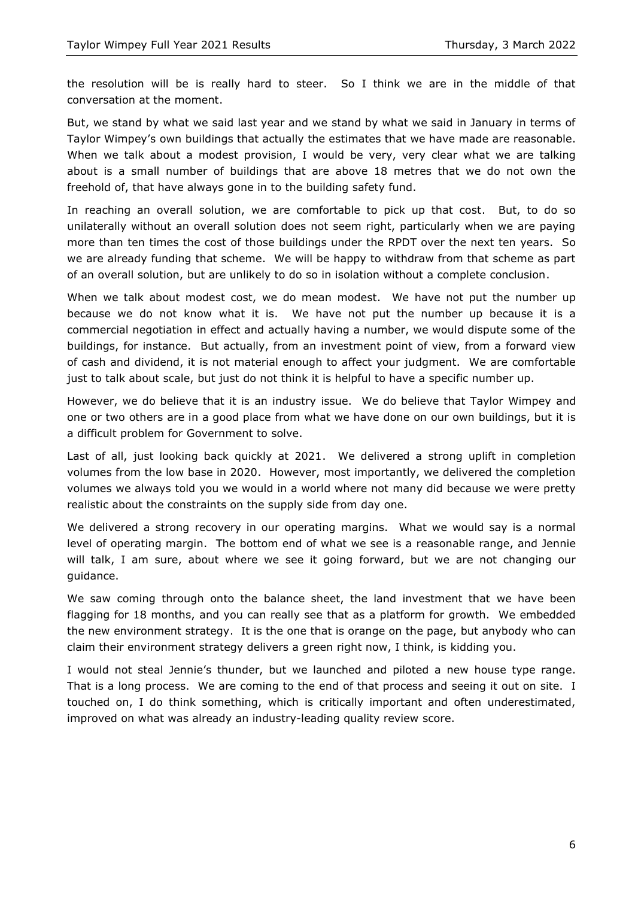the resolution will be is really hard to steer. So I think we are in the middle of that conversation at the moment.

But, we stand by what we said last year and we stand by what we said in January in terms of Taylor Wimpey's own buildings that actually the estimates that we have made are reasonable. When we talk about a modest provision, I would be very, very clear what we are talking about is a small number of buildings that are above 18 metres that we do not own the freehold of, that have always gone in to the building safety fund.

In reaching an overall solution, we are comfortable to pick up that cost. But, to do so unilaterally without an overall solution does not seem right, particularly when we are paying more than ten times the cost of those buildings under the RPDT over the next ten years. So we are already funding that scheme. We will be happy to withdraw from that scheme as part of an overall solution, but are unlikely to do so in isolation without a complete conclusion.

When we talk about modest cost, we do mean modest. We have not put the number up because we do not know what it is. We have not put the number up because it is a commercial negotiation in effect and actually having a number, we would dispute some of the buildings, for instance. But actually, from an investment point of view, from a forward view of cash and dividend, it is not material enough to affect your judgment. We are comfortable just to talk about scale, but just do not think it is helpful to have a specific number up.

However, we do believe that it is an industry issue. We do believe that Taylor Wimpey and one or two others are in a good place from what we have done on our own buildings, but it is a difficult problem for Government to solve.

Last of all, just looking back quickly at 2021. We delivered a strong uplift in completion volumes from the low base in 2020. However, most importantly, we delivered the completion volumes we always told you we would in a world where not many did because we were pretty realistic about the constraints on the supply side from day one.

We delivered a strong recovery in our operating margins. What we would say is a normal level of operating margin. The bottom end of what we see is a reasonable range, and Jennie will talk, I am sure, about where we see it going forward, but we are not changing our guidance.

We saw coming through onto the balance sheet, the land investment that we have been flagging for 18 months, and you can really see that as a platform for growth. We embedded the new environment strategy. It is the one that is orange on the page, but anybody who can claim their environment strategy delivers a green right now, I think, is kidding you.

I would not steal Jennie's thunder, but we launched and piloted a new house type range. That is a long process. We are coming to the end of that process and seeing it out on site. I touched on, I do think something, which is critically important and often underestimated, improved on what was already an industry-leading quality review score.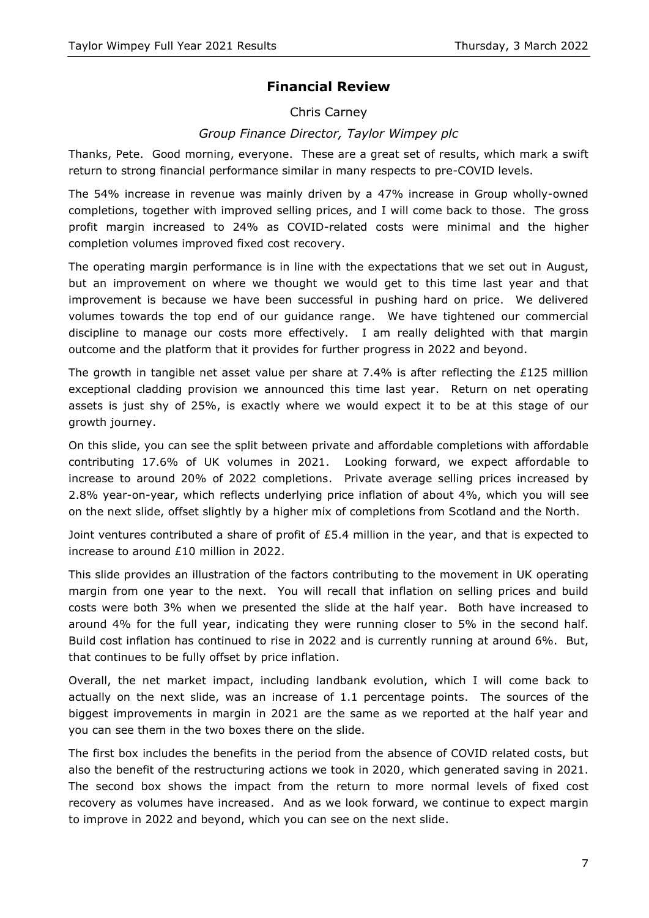## Financial Review

Chris Carney

*Group Finance Director, Taylor Wimpey plc*

Thanks, Pete. Good morning, everyone. These are a great set of results, which mark a swift return to strong financial performance similar in many respects to pre-COVID levels.

The 54% increase in revenue was mainly driven by a 47% increase in Group wholly-owned completions, together with improved selling prices, and I will come back to those. The gross profit margin increased to 24% as COVID-related costs were minimal and the higher completion volumes improved fixed cost recovery.

The operating margin performance is in line with the expectations that we set out in August, but an improvement on where we thought we would get to this time last year and that improvement is because we have been successful in pushing hard on price. We delivered volumes towards the top end of our guidance range. We have tightened our commercial discipline to manage our costs more effectively. I am really delighted with that margin outcome and the platform that it provides for further progress in 2022 and beyond.

The growth in tangible net asset value per share at 7.4% is after reflecting the £125 million exceptional cladding provision we announced this time last year. Return on net operating assets is just shy of 25%, is exactly where we would expect it to be at this stage of our growth journey.

On this slide, you can see the split between private and affordable completions with affordable contributing 17.6% of UK volumes in 2021. Looking forward, we expect affordable to increase to around 20% of 2022 completions. Private average selling prices increased by 2.8% year-on-year, which reflects underlying price inflation of about 4%, which you will see on the next slide, offset slightly by a higher mix of completions from Scotland and the North.

Joint ventures contributed a share of profit of £5.4 million in the year, and that is expected to increase to around £10 million in 2022.

This slide provides an illustration of the factors contributing to the movement in UK operating margin from one year to the next. You will recall that inflation on selling prices and build costs were both 3% when we presented the slide at the half year. Both have increased to around 4% for the full year, indicating they were running closer to 5% in the second half. Build cost inflation has continued to rise in 2022 and is currently running at around 6%. But, that continues to be fully offset by price inflation.

Overall, the net market impact, including landbank evolution, which I will come back to actually on the next slide, was an increase of 1.1 percentage points. The sources of the biggest improvements in margin in 2021 are the same as we reported at the half year and you can see them in the two boxes there on the slide.

The first box includes the benefits in the period from the absence of COVID related costs, but also the benefit of the restructuring actions we took in 2020, which generated saving in 2021. The second box shows the impact from the return to more normal levels of fixed cost recovery as volumes have increased. And as we look forward, we continue to expect margin to improve in 2022 and beyond, which you can see on the next slide.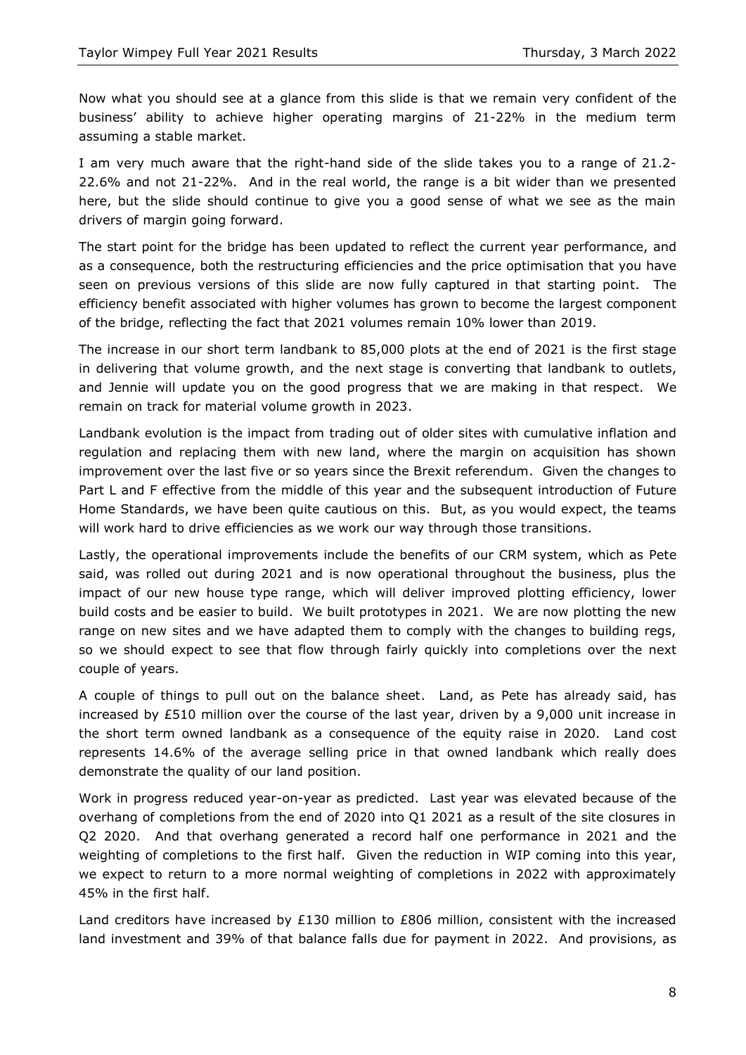Now what you should see at a glance from this slide is that we remain very confident of the business' ability to achieve higher operating margins of 21-22% in the medium term assuming a stable market.

I am very much aware that the right-hand side of the slide takes you to a range of 21.2-22.6% and not 21-22%. And in the real world, the range is a bit wider than we presented here, but the slide should continue to give you a good sense of what we see as the main drivers of margin going forward.

The start point for the bridge has been updated to reflect the current year performance, and as a consequence, both the restructuring efficiencies and the price optimisation that you have seen on previous versions of this slide are now fully captured in that starting point. The efficiency benefit associated with higher volumes has grown to become the largest component of the bridge, reflecting the fact that 2021 volumes remain 10% lower than 2019.

The increase in our short term landbank to 85,000 plots at the end of 2021 is the first stage in delivering that volume growth, and the next stage is converting that landbank to outlets, and Jennie will update you on the good progress that we are making in that respect. We remain on track for material volume growth in 2023.

Landbank evolution is the impact from trading out of older sites with cumulative inflation and regulation and replacing them with new land, where the margin on acquisition has shown improvement over the last five or so years since the Brexit referendum. Given the changes to Part L and F effective from the middle of this year and the subsequent introduction of Future Home Standards, we have been quite cautious on this. But, as you would expect, the teams will work hard to drive efficiencies as we work our way through those transitions.

Lastly, the operational improvements include the benefits of our CRM system, which as Pete said, was rolled out during 2021 and is now operational throughout the business, plus the impact of our new house type range, which will deliver improved plotting efficiency, lower build costs and be easier to build. We built prototypes in 2021. We are now plotting the new range on new sites and we have adapted them to comply with the changes to building regs, so we should expect to see that flow through fairly quickly into completions over the next couple of years.

A couple of things to pull out on the balance sheet. Land, as Pete has already said, has increased by £510 million over the course of the last year, driven by a 9,000 unit increase in the short term owned landbank as a consequence of the equity raise in 2020. Land cost represents 14.6% of the average selling price in that owned landbank which really does demonstrate the quality of our land position.

Work in progress reduced year-on-year as predicted. Last year was elevated because of the overhang of completions from the end of 2020 into Q1 2021 as a result of the site closures in Q2 2020. And that overhang generated a record half one performance in 2021 and the weighting of completions to the first half. Given the reduction in WIP coming into this year, we expect to return to a more normal weighting of completions in 2022 with approximately 45% in the first half.

Land creditors have increased by £130 million to £806 million, consistent with the increased land investment and 39% of that balance falls due for payment in 2022. And provisions, as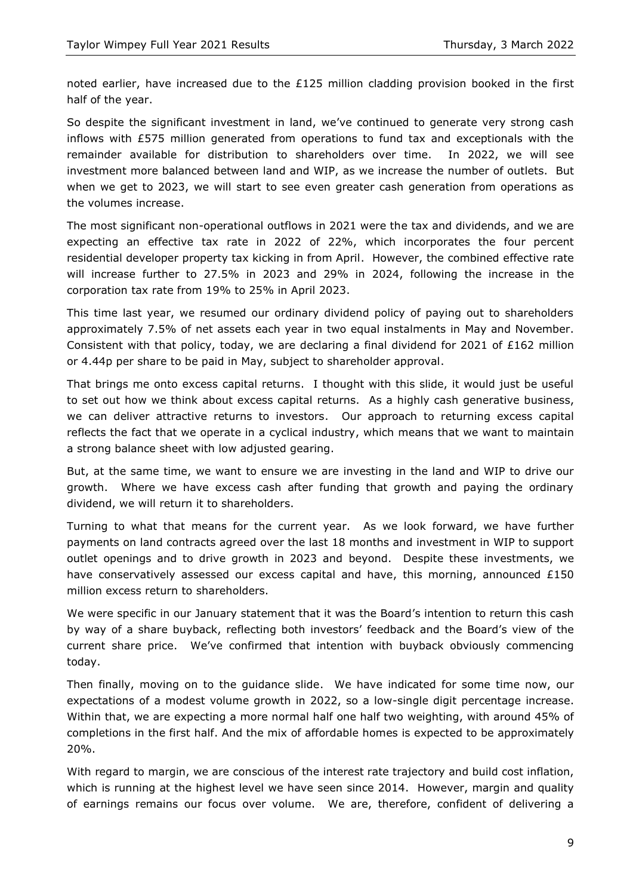noted earlier, have increased due to the £125 million cladding provision booked in the first half of the year.

So despite the significant investment in land, we've continued to generate very strong cash inflows with £575 million generated from operations to fund tax and exceptionals with the remainder available for distribution to shareholders over time. In 2022, we will see investment more balanced between land and WIP, as we increase the number of outlets. But when we get to 2023, we will start to see even greater cash generation from operations as the volumes increase.

The most significant non-operational outflows in 2021 were the tax and dividends, and we are expecting an effective tax rate in 2022 of 22%, which incorporates the four percent residential developer property tax kicking in from April. However, the combined effective rate will increase further to 27.5% in 2023 and 29% in 2024, following the increase in the corporation tax rate from 19% to 25% in April 2023.

This time last year, we resumed our ordinary dividend policy of paying out to shareholders approximately 7.5% of net assets each year in two equal instalments in May and November. Consistent with that policy, today, we are declaring a final dividend for 2021 of £162 million or 4.44p per share to be paid in May, subject to shareholder approval.

That brings me onto excess capital returns. I thought with this slide, it would just be useful to set out how we think about excess capital returns. As a highly cash generative business, we can deliver attractive returns to investors. Our approach to returning excess capital reflects the fact that we operate in a cyclical industry, which means that we want to maintain a strong balance sheet with low adjusted gearing.

But, at the same time, we want to ensure we are investing in the land and WIP to drive our growth. Where we have excess cash after funding that growth and paying the ordinary dividend, we will return it to shareholders.

Turning to what that means for the current year. As we look forward, we have further payments on land contracts agreed over the last 18 months and investment in WIP to support outlet openings and to drive growth in 2023 and beyond. Despite these investments, we have conservatively assessed our excess capital and have, this morning, announced £150 million excess return to shareholders.

We were specific in our January statement that it was the Board's intention to return this cash by way of a share buyback, reflecting both investors' feedback and the Board's view of the current share price. We've confirmed that intention with buyback obviously commencing today.

Then finally, moving on to the guidance slide. We have indicated for some time now, our expectations of a modest volume growth in 2022, so a low-single digit percentage increase. Within that, we are expecting a more normal half one half two weighting, with around 45% of completions in the first half. And the mix of affordable homes is expected to be approximately 20%.

With regard to margin, we are conscious of the interest rate trajectory and build cost inflation, which is running at the highest level we have seen since 2014. However, margin and quality of earnings remains our focus over volume. We are, therefore, confident of delivering a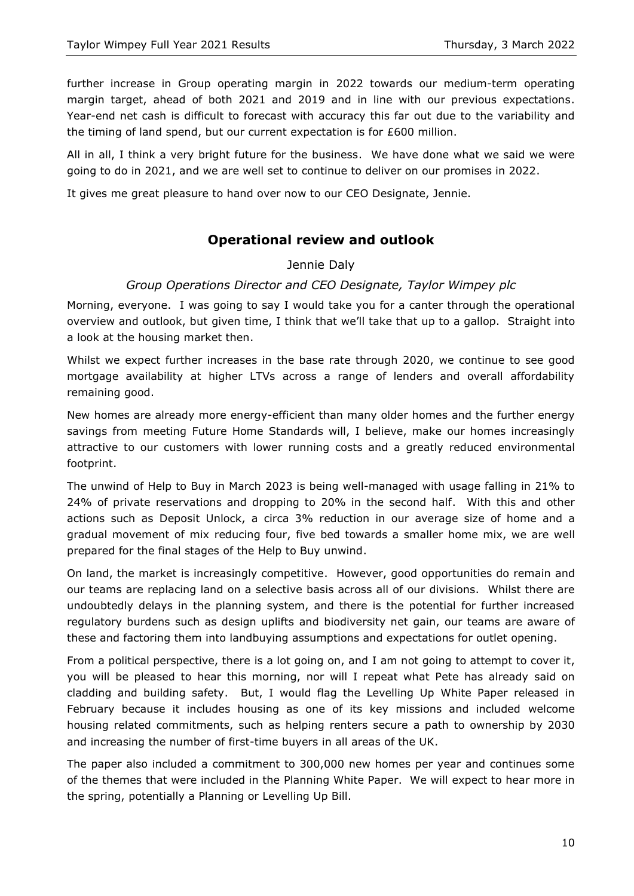further increase in Group operating margin in 2022 towards our medium-term operating margin target, ahead of both 2021 and 2019 and in line with our previous expectations. Year-end net cash is difficult to forecast with accuracy this far out due to the variability and the timing of land spend, but our current expectation is for £600 million.

All in all, I think a very bright future for the business. We have done what we said we were going to do in 2021, and we are well set to continue to deliver on our promises in 2022.

It gives me great pleasure to hand over now to our CEO Designate, Jennie.

## Operational review and outlook

Jennie Daly

*Group Operations Director and CEO Designate, Taylor Wimpey plc*

Morning, everyone. I was going to say I would take you for a canter through the operational overview and outlook, but given time, I think that we'll take that up to a gallop. Straight into a look at the housing market then.

Whilst we expect further increases in the base rate through 2020, we continue to see good mortgage availability at higher LTVs across a range of lenders and overall affordability remaining good.

New homes are already more energy-efficient than many older homes and the further energy savings from meeting Future Home Standards will, I believe, make our homes increasingly attractive to our customers with lower running costs and a greatly reduced environmental footprint.

The unwind of Help to Buy in March 2023 is being well-managed with usage falling in 21% to 24% of private reservations and dropping to 20% in the second half. With this and other actions such as Deposit Unlock, a circa 3% reduction in our average size of home and a gradual movement of mix reducing four, five bed towards a smaller home mix, we are well prepared for the final stages of the Help to Buy unwind.

On land, the market is increasingly competitive. However, good opportunities do remain and our teams are replacing land on a selective basis across all of our divisions. Whilst there are undoubtedly delays in the planning system, and there is the potential for further increased regulatory burdens such as design uplifts and biodiversity net gain, our teams are aware of these and factoring them into landbuying assumptions and expectations for outlet opening.

From a political perspective, there is a lot going on, and I am not going to attempt to cover it, you will be pleased to hear this morning, nor will I repeat what Pete has already said on cladding and building safety. But, I would flag the Levelling Up White Paper released in February because it includes housing as one of its key missions and included welcome housing related commitments, such as helping renters secure a path to ownership by 2030 and increasing the number of first-time buyers in all areas of the UK.

The paper also included a commitment to 300,000 new homes per year and continues some of the themes that were included in the Planning White Paper. We will expect to hear more in the spring, potentially a Planning or Levelling Up Bill.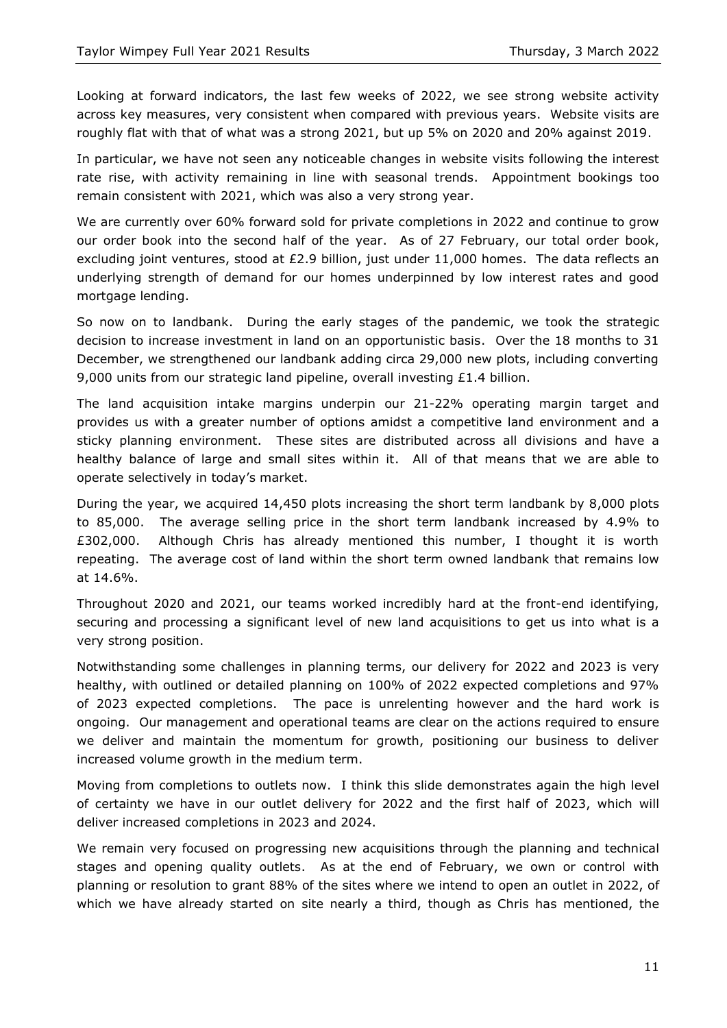Looking at forward indicators, the last few weeks of 2022, we see strong website activity across key measures, very consistent when compared with previous years. Website visits are roughly flat with that of what was a strong 2021, but up 5% on 2020 and 20% against 2019.

In particular, we have not seen any noticeable changes in website visits following the interest rate rise, with activity remaining in line with seasonal trends. Appointment bookings too remain consistent with 2021, which was also a very strong year.

We are currently over 60% forward sold for private completions in 2022 and continue to grow our order book into the second half of the year. As of 27 February, our total order book, excluding joint ventures, stood at £2.9 billion, just under 11,000 homes. The data reflects an underlying strength of demand for our homes underpinned by low interest rates and good mortgage lending.

So now on to landbank. During the early stages of the pandemic, we took the strategic decision to increase investment in land on an opportunistic basis. Over the 18 months to 31 December, we strengthened our landbank adding circa 29,000 new plots, including converting 9,000 units from our strategic land pipeline, overall investing £1.4 billion.

The land acquisition intake margins underpin our 21-22% operating margin target and provides us with a greater number of options amidst a competitive land environment and a sticky planning environment. These sites are distributed across all divisions and have a healthy balance of large and small sites within it. All of that means that we are able to operate selectively in today's market.

During the year, we acquired 14,450 plots increasing the short term landbank by 8,000 plots to 85,000. The average selling price in the short term landbank increased by 4.9% to £302,000. Although Chris has already mentioned this number, I thought it is worth repeating. The average cost of land within the short term owned landbank that remains low at 14.6%.

Throughout 2020 and 2021, our teams worked incredibly hard at the front-end identifying, securing and processing a significant level of new land acquisitions to get us into what is a very strong position.

Notwithstanding some challenges in planning terms, our delivery for 2022 and 2023 is very healthy, with outlined or detailed planning on 100% of 2022 expected completions and 97% of 2023 expected completions. The pace is unrelenting however and the hard work is ongoing. Our management and operational teams are clear on the actions required to ensure we deliver and maintain the momentum for growth, positioning our business to deliver increased volume growth in the medium term.

Moving from completions to outlets now. I think this slide demonstrates again the high level of certainty we have in our outlet delivery for 2022 and the first half of 2023, which will deliver increased completions in 2023 and 2024.

We remain very focused on progressing new acquisitions through the planning and technical stages and opening quality outlets. As at the end of February, we own or control with planning or resolution to grant 88% of the sites where we intend to open an outlet in 2022, of which we have already started on site nearly a third, though as Chris has mentioned, the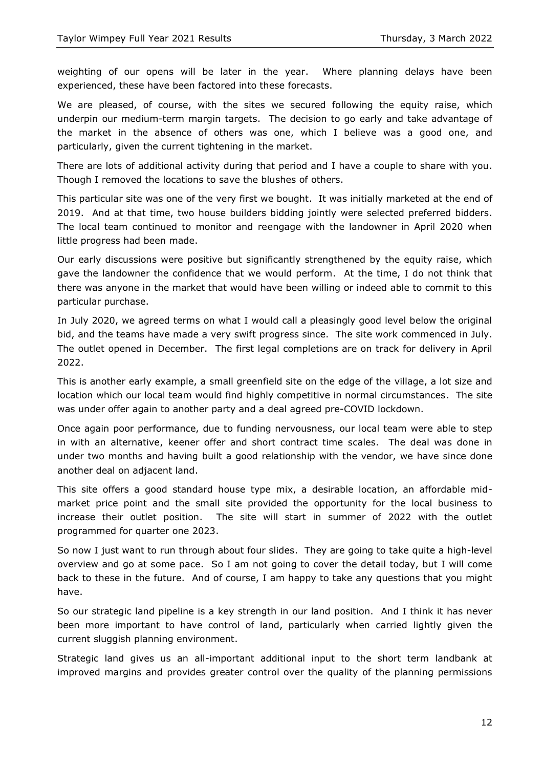weighting of our opens will be later in the year. Where planning delays have been experienced, these have been factored into these forecasts.

We are pleased, of course, with the sites we secured following the equity raise, which underpin our medium-term margin targets. The decision to go early and take advantage of the market in the absence of others was one, which I believe was a good one, and particularly, given the current tightening in the market.

There are lots of additional activity during that period and I have a couple to share with you. Though I removed the locations to save the blushes of others.

This particular site was one of the very first we bought. It was initially marketed at the end of 2019. And at that time, two house builders bidding jointly were selected preferred bidders. The local team continued to monitor and reengage with the landowner in April 2020 when little progress had been made.

Our early discussions were positive but significantly strengthened by the equity raise, which gave the landowner the confidence that we would perform. At the time, I do not think that there was anyone in the market that would have been willing or indeed able to commit to this particular purchase.

In July 2020, we agreed terms on what I would call a pleasingly good level below the original bid, and the teams have made a very swift progress since. The site work commenced in July. The outlet opened in December. The first legal completions are on track for delivery in April 2022.

This is another early example, a small greenfield site on the edge of the village, a lot size and location which our local team would find highly competitive in normal circumstances. The site was under offer again to another party and a deal agreed pre-COVID lockdown.

Once again poor performance, due to funding nervousness, our local team were able to step in with an alternative, keener offer and short contract time scales. The deal was done in under two months and having built a good relationship with the vendor, we have since done another deal on adjacent land.

This site offers a good standard house type mix, a desirable location, an affordable mid-market price point and the small site provided the opportunity for the local business to increase their outlet position. The site will start in summer of 2022 with the outlet programmed for quarter one 2023.

So now I just want to run through about four slides. They are going to take quite a high-level overview and go at some pace. So I am not going to cover the detail today, but I will come back to these in the future. And of course, I am happy to take any questions that you might have.

So our strategic land pipeline is a key strength in our land position. And I think it has never been more important to have control of land, particularly when carried lightly given the current sluggish planning environment.

Strategic land gives us an all-important additional input to the short term landbank at improved margins and provides greater control over the quality of the planning permissions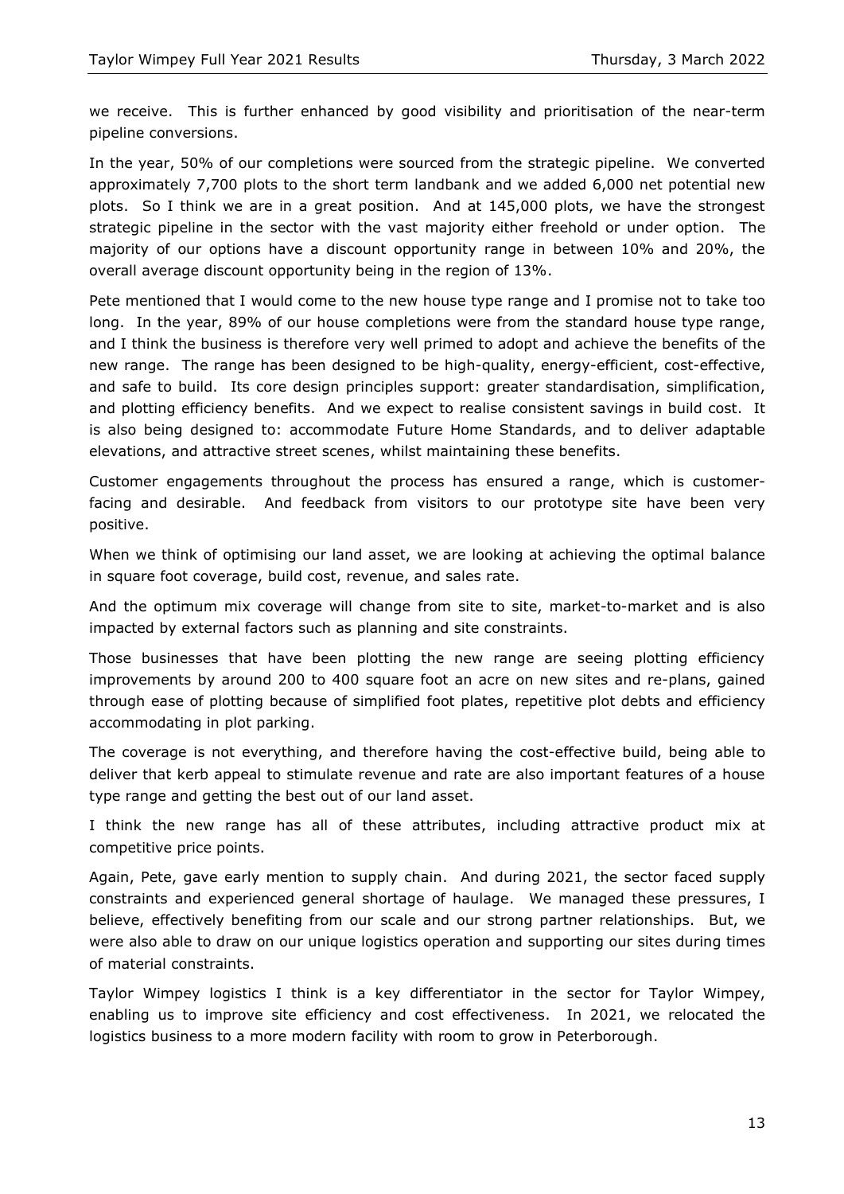we receive. This is further enhanced by good visibility and prioritisation of the near-term pipeline conversions.

In the year, 50% of our completions were sourced from the strategic pipeline. We converted approximately 7,700 plots to the short term landbank and we added 6,000 net potential new plots. So I think we are in a great position. And at 145,000 plots, we have the strongest strategic pipeline in the sector with the vast majority either freehold or under option. The majority of our options have a discount opportunity range in between 10% and 20%, the overall average discount opportunity being in the region of 13%.

Pete mentioned that I would come to the new house type range and I promise not to take too long. In the year, 89% of our house completions were from the standard house type range, and I think the business is therefore very well primed to adopt and achieve the benefits of the new range. The range has been designed to be high-quality, energy-efficient, cost-effective, and safe to build. Its core design principles support: greater standardisation, simplification, and plotting efficiency benefits. And we expect to realise consistent savings in build cost. It is also being designed to: accommodate Future Home Standards, and to deliver adaptable elevations, and attractive street scenes, whilst maintaining these benefits.

Customer engagements throughout the process has ensured a range, which is customer-facing and desirable. And feedback from visitors to our prototype site have been very positive.

When we think of optimising our land asset, we are looking at achieving the optimal balance in square foot coverage, build cost, revenue, and sales rate.

And the optimum mix coverage will change from site to site, market-to-market and is also impacted by external factors such as planning and site constraints.

Those businesses that have been plotting the new range are seeing plotting efficiency improvements by around 200 to 400 square foot an acre on new sites and re-plans, gained through ease of plotting because of simplified foot plates, repetitive plot debts and efficiency accommodating in plot parking.

The coverage is not everything, and therefore having the cost-effective build, being able to deliver that kerb appeal to stimulate revenue and rate are also important features of a house type range and getting the best out of our land asset.

I think the new range has all of these attributes, including attractive product mix at competitive price points.

Again, Pete, gave early mention to supply chain. And during 2021, the sector faced supply constraints and experienced general shortage of haulage. We managed these pressures, I believe, effectively benefiting from our scale and our strong partner relationships. But, we were also able to draw on our unique logistics operation and supporting our sites during times of material constraints.

Taylor Wimpey logistics I think is a key differentiator in the sector for Taylor Wimpey, enabling us to improve site efficiency and cost effectiveness. In 2021, we relocated the logistics business to a more modern facility with room to grow in Peterborough.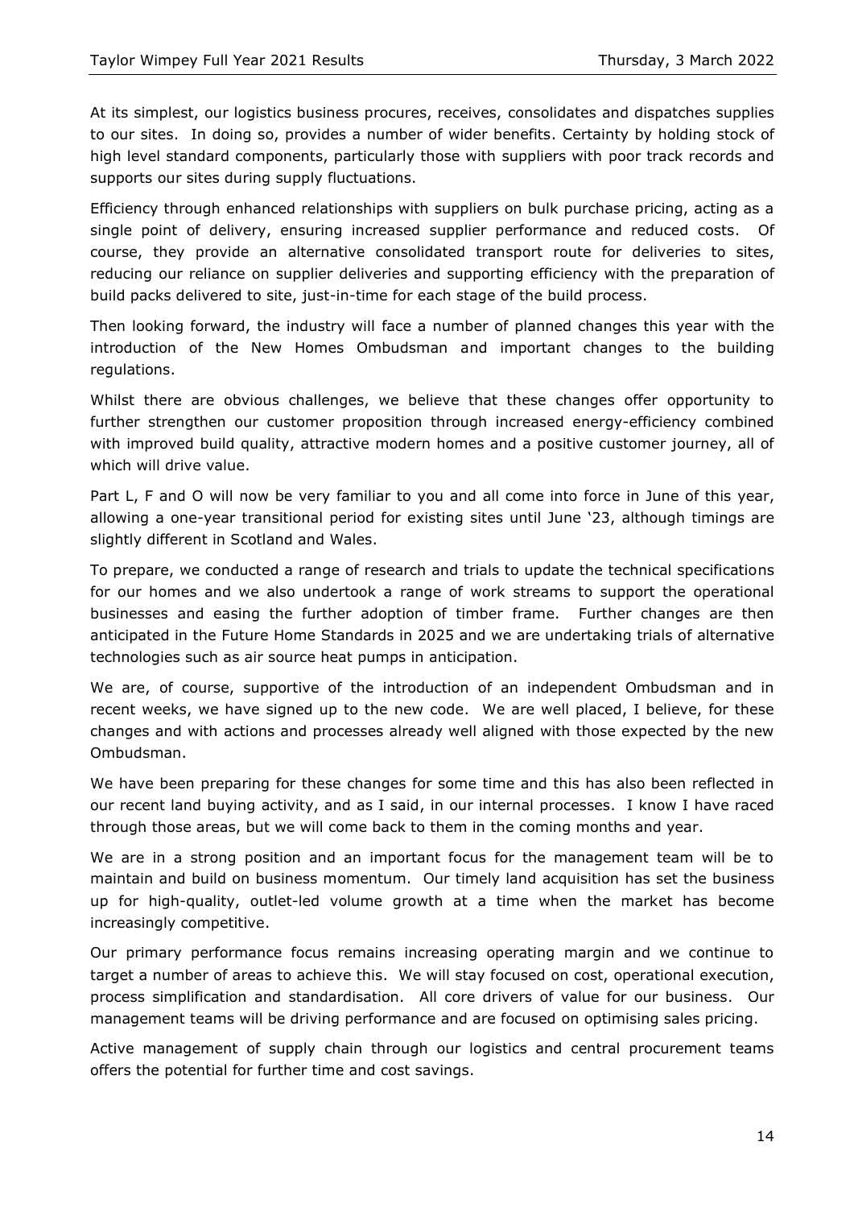At its simplest, our logistics business procures, receives, consolidates and dispatches supplies to our sites. In doing so, provides a number of wider benefits. Certainty by holding stock of high level standard components, particularly those with suppliers with poor track records and supports our sites during supply fluctuations.

Efficiency through enhanced relationships with suppliers on bulk purchase pricing, acting as a single point of delivery, ensuring increased supplier performance and reduced costs. Of course, they provide an alternative consolidated transport route for deliveries to sites, reducing our reliance on supplier deliveries and supporting efficiency with the preparation of build packs delivered to site, just-in-time for each stage of the build process.

Then looking forward, the industry will face a number of planned changes this year with the introduction of the New Homes Ombudsman and important changes to the building regulations.

Whilst there are obvious challenges, we believe that these changes offer opportunity to further strengthen our customer proposition through increased energy-efficiency combined with improved build quality, attractive modern homes and a positive customer journey, all of which will drive value.

Part L, F and O will now be very familiar to you and all come into force in June of this year, allowing a one-year transitional period for existing sites until June '23, although timings are slightly different in Scotland and Wales.

To prepare, we conducted a range of research and trials to update the technical specifications for our homes and we also undertook a range of work streams to support the operational businesses and easing the further adoption of timber frame. Further changes are then anticipated in the Future Home Standards in 2025 and we are undertaking trials of alternative technologies such as air source heat pumps in anticipation.

We are, of course, supportive of the introduction of an independent Ombudsman and in recent weeks, we have signed up to the new code. We are well placed, I believe, for these changes and with actions and processes already well aligned with those expected by the new Ombudsman.

We have been preparing for these changes for some time and this has also been reflected in our recent land buying activity, and as I said, in our internal processes. I know I have raced through those areas, but we will come back to them in the coming months and year.

We are in a strong position and an important focus for the management team will be to maintain and build on business momentum. Our timely land acquisition has set the business up for high-quality, outlet-led volume growth at a time when the market has become increasingly competitive.

Our primary performance focus remains increasing operating margin and we continue to target a number of areas to achieve this. We will stay focused on cost, operational execution, process simplification and standardisation. All core drivers of value for our business. Our management teams will be driving performance and are focused on optimising sales pricing.

Active management of supply chain through our logistics and central procurement teams offers the potential for further time and cost savings.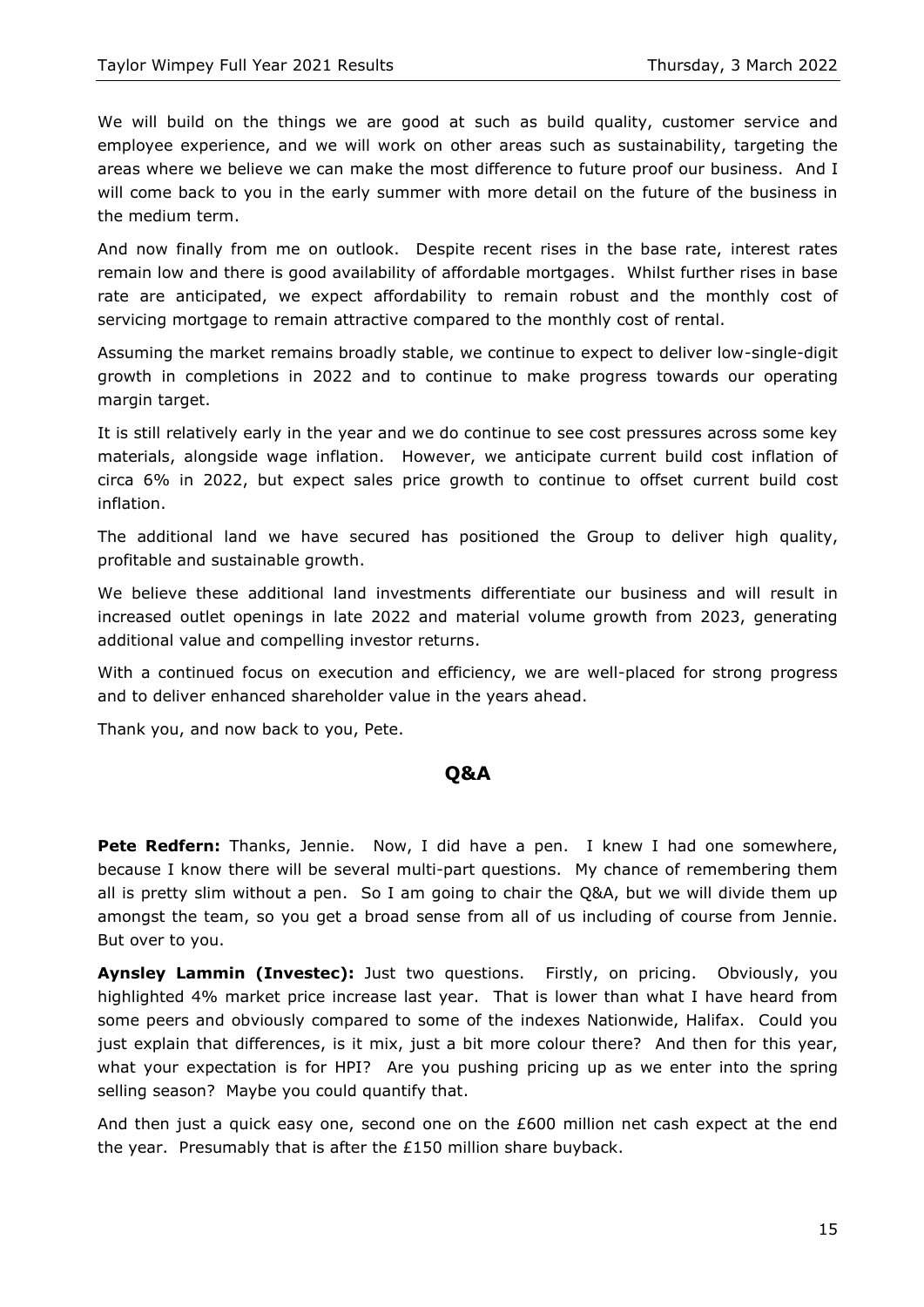We will build on the things we are good at such as build quality, customer service and employee experience, and we will work on other areas such as sustainability, targeting the areas where we believe we can make the most difference to future proof our business. And I will come back to you in the early summer with more detail on the future of the business in the medium term.

And now finally from me on outlook. Despite recent rises in the base rate, interest rates remain low and there is good availability of affordable mortgages. Whilst further rises in base rate are anticipated, we expect affordability to remain robust and the monthly cost of servicing mortgage to remain attractive compared to the monthly cost of rental.

Assuming the market remains broadly stable, we continue to expect to deliver low-single-digit growth in completions in 2022 and to continue to make progress towards our operating margin target.

It is still relatively early in the year and we do continue to see cost pressures across some key materials, alongside wage inflation. However, we anticipate current build cost inflation of circa 6% in 2022, but expect sales price growth to continue to offset current build cost inflation.

The additional land we have secured has positioned the Group to deliver high quality, profitable and sustainable growth.

We believe these additional land investments differentiate our business and will result in increased outlet openings in late 2022 and material volume growth from 2023, generating additional value and compelling investor returns.

With a continued focus on execution and efficiency, we are well-placed for strong progress and to deliver enhanced shareholder value in the years ahead.

Thank you, and now back to you, Pete.

## Q&A

**Pete Redfern:** Thanks, Jennie. Now, I did have a pen. I knew I had one somewhere, because I know there will be several multi-part questions. My chance of remembering them all is pretty slim without a pen. So I am going to chair the Q&A, but we will divide them up amongst the team, so you get a broad sense from all of us including of course from Jennie. But over to you.

**Aynsley Lammin (Investec):** Just two questions. Firstly, on pricing. Obviously, you highlighted 4% market price increase last year. That is lower than what I have heard from some peers and obviously compared to some of the indexes Nationwide, Halifax. Could you just explain that differences, is it mix, just a bit more colour there? And then for this year, what your expectation is for HPI? Are you pushing pricing up as we enter into the spring selling season? Maybe you could quantify that.

And then just a quick easy one, second one on the £600 million net cash expect at the end the year. Presumably that is after the £150 million share buyback.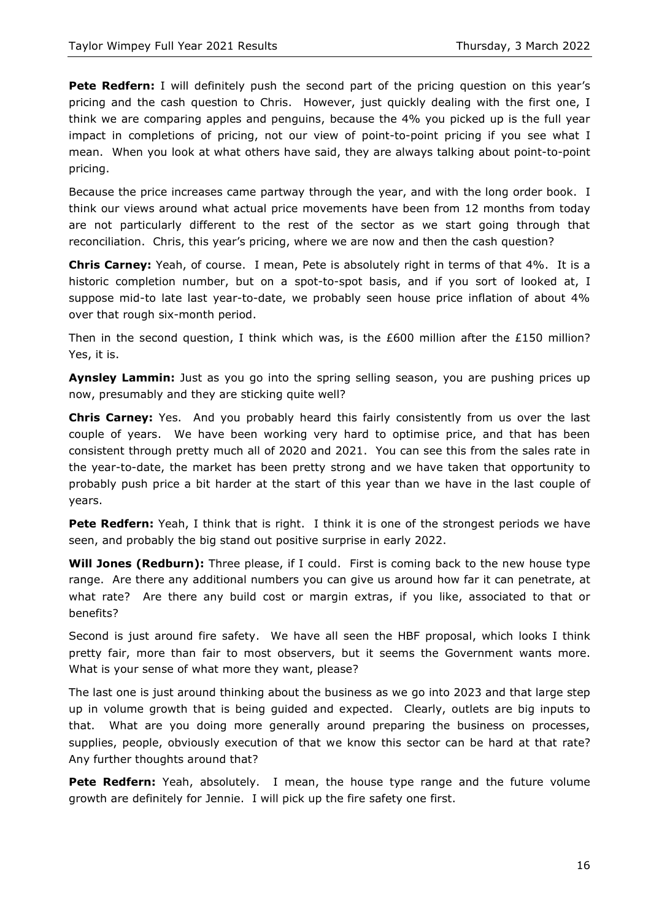**Pete Redfern:** I will definitely push the second part of the pricing question on this year's pricing and the cash question to Chris. However, just quickly dealing with the first one, I think we are comparing apples and penguins, because the 4% you picked up is the full year impact in completions of pricing, not our view of point-to-point pricing if you see what I mean. When you look at what others have said, they are always talking about point-to-point pricing.

Because the price increases came partway through the year, and with the long order book. I think our views around what actual price movements have been from 12 months from today are not particularly different to the rest of the sector as we start going through that reconciliation. Chris, this year's pricing, where we are now and then the cash question?

**Chris Carney:** Yeah, of course. I mean, Pete is absolutely right in terms of that 4%. It is a historic completion number, but on a spot-to-spot basis, and if you sort of looked at, I suppose mid-to late last year-to-date, we probably seen house price inflation of about 4% over that rough six-month period.

Then in the second question, I think which was, is the £600 million after the £150 million? Yes, it is.

**Aynsley Lammin:** Just as you go into the spring selling season, you are pushing prices up now, presumably and they are sticking quite well?

**Chris Carney:** Yes. And you probably heard this fairly consistently from us over the last couple of years. We have been working very hard to optimise price, and that has been consistent through pretty much all of 2020 and 2021. You can see this from the sales rate in the year-to-date, the market has been pretty strong and we have taken that opportunity to probably push price a bit harder at the start of this year than we have in the last couple of years.

**Pete Redfern:** Yeah, I think that is right. I think it is one of the strongest periods we have seen, and probably the big stand out positive surprise in early 2022.

**Will Jones (Redburn):** Three please, if I could. First is coming back to the new house type range. Are there any additional numbers you can give us around how far it can penetrate, at what rate? Are there any build cost or margin extras, if you like, associated to that or benefits?

Second is just around fire safety. We have all seen the HBF proposal, which looks I think pretty fair, more than fair to most observers, but it seems the Government wants more. What is your sense of what more they want, please?

The last one is just around thinking about the business as we go into 2023 and that large step up in volume growth that is being guided and expected. Clearly, outlets are big inputs to that. What are you doing more generally around preparing the business on processes, supplies, people, obviously execution of that we know this sector can be hard at that rate? Any further thoughts around that?

**Pete Redfern:** Yeah, absolutely. I mean, the house type range and the future volume growth are definitely for Jennie. I will pick up the fire safety one first.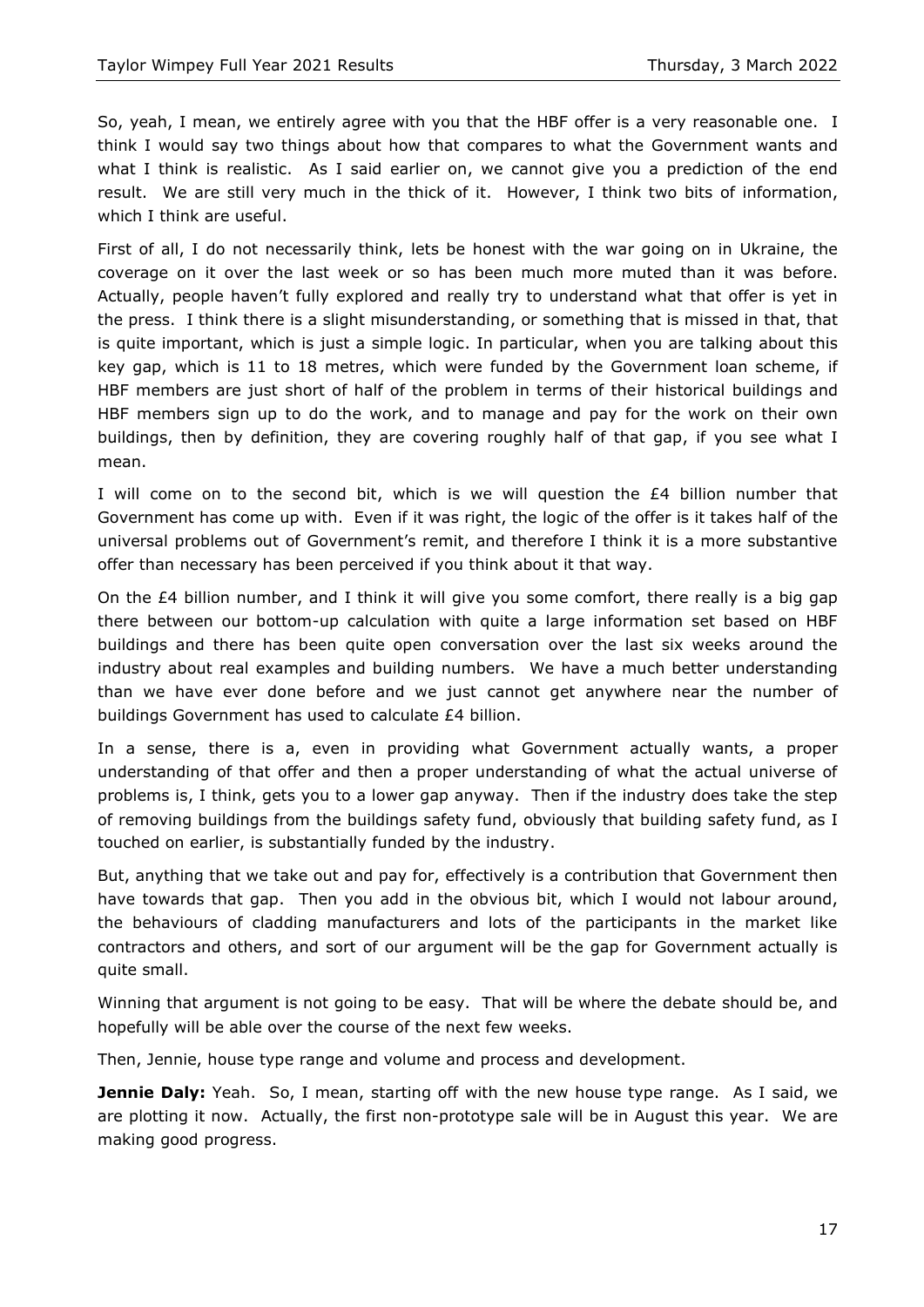So, yeah, I mean, we entirely agree with you that the HBF offer is a very reasonable one. I think I would say two things about how that compares to what the Government wants and what I think is realistic. As I said earlier on, we cannot give you a prediction of the end result. We are still very much in the thick of it. However, I think two bits of information, which I think are useful.

First of all, I do not necessarily think, lets be honest with the war going on in Ukraine, the coverage on it over the last week or so has been much more muted than it was before. Actually, people haven't fully explored and really try to understand what that offer is yet in the press. I think there is a slight misunderstanding, or something that is missed in that, that is quite important, which is just a simple logic. In particular, when you are talking about this key gap, which is 11 to 18 metres, which were funded by the Government loan scheme, if HBF members are just short of half of the problem in terms of their historical buildings and HBF members sign up to do the work, and to manage and pay for the work on their own buildings, then by definition, they are covering roughly half of that gap, if you see what I mean.

I will come on to the second bit, which is we will question the £4 billion number that Government has come up with. Even if it was right, the logic of the offer is it takes half of the universal problems out of Government's remit, and therefore I think it is a more substantive offer than necessary has been perceived if you think about it that way.

On the £4 billion number, and I think it will give you some comfort, there really is a big gap there between our bottom-up calculation with quite a large information set based on HBF buildings and there has been quite open conversation over the last six weeks around the industry about real examples and building numbers. We have a much better understanding than we have ever done before and we just cannot get anywhere near the number of buildings Government has used to calculate £4 billion.

In a sense, there is a, even in providing what Government actually wants, a proper understanding of that offer and then a proper understanding of what the actual universe of problems is, I think, gets you to a lower gap anyway. Then if the industry does take the step of removing buildings from the buildings safety fund, obviously that building safety fund, as I touched on earlier, is substantially funded by the industry.

But, anything that we take out and pay for, effectively is a contribution that Government then have towards that gap. Then you add in the obvious bit, which I would not labour around, the behaviours of cladding manufacturers and lots of the participants in the market like contractors and others, and sort of our argument will be the gap for Government actually is quite small.

Winning that argument is not going to be easy. That will be where the debate should be, and hopefully will be able over the course of the next few weeks.

Then, Jennie, house type range and volume and process and development.

**Jennie Daly:** Yeah. So, I mean, starting off with the new house type range. As I said, we are plotting it now. Actually, the first non-prototype sale will be in August this year. We are making good progress.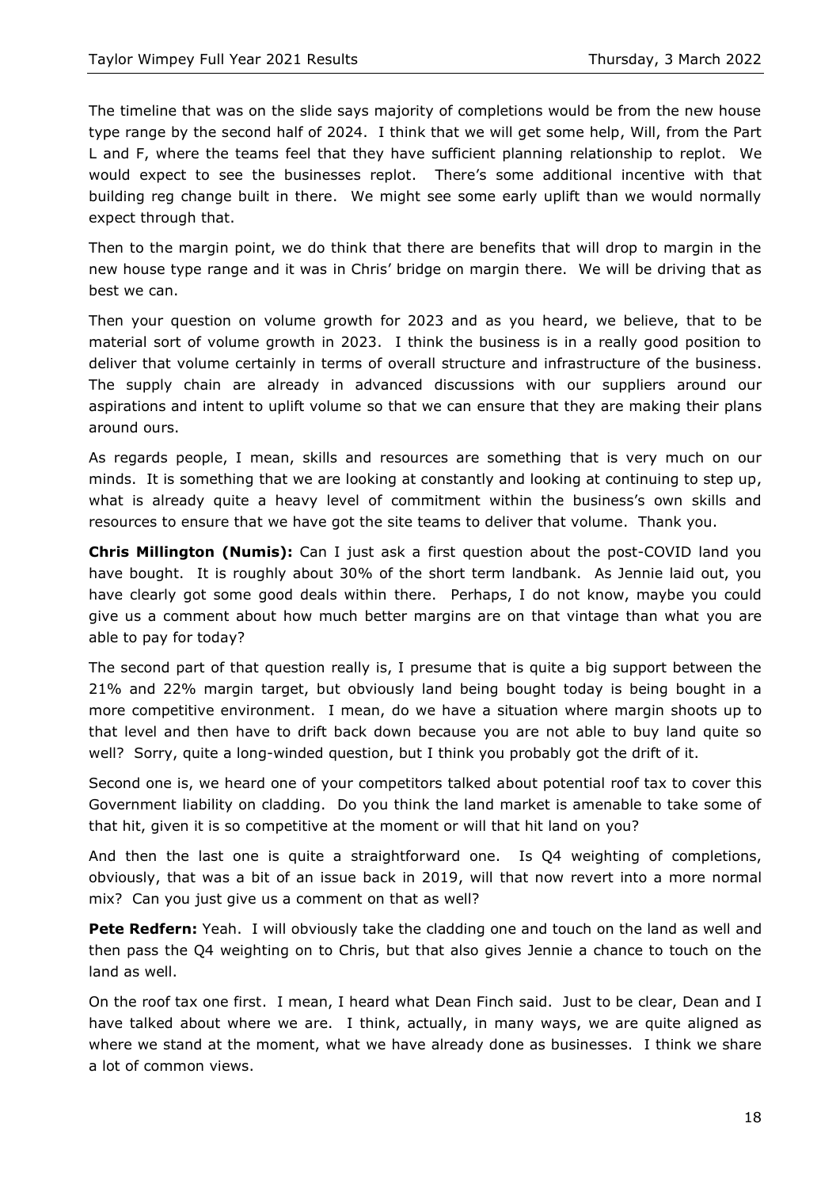The timeline that was on the slide says majority of completions would be from the new house type range by the second half of 2024. I think that we will get some help, Will, from the Part L and F, where the teams feel that they have sufficient planning relationship to replot. We would expect to see the businesses replot. There's some additional incentive with that building reg change built in there. We might see some early uplift than we would normally expect through that.

Then to the margin point, we do think that there are benefits that will drop to margin in the new house type range and it was in Chris' bridge on margin there. We will be driving that as best we can.

Then your question on volume growth for 2023 and as you heard, we believe, that to be material sort of volume growth in 2023. I think the business is in a really good position to deliver that volume certainly in terms of overall structure and infrastructure of the business. The supply chain are already in advanced discussions with our suppliers around our aspirations and intent to uplift volume so that we can ensure that they are making their plans around ours.

As regards people, I mean, skills and resources are something that is very much on our minds. It is something that we are looking at constantly and looking at continuing to step up, what is already quite a heavy level of commitment within the business's own skills and resources to ensure that we have got the site teams to deliver that volume. Thank you.

**Chris Millington (Numis):** Can I just ask a first question about the post-COVID land you have bought. It is roughly about 30% of the short term landbank. As Jennie laid out, you have clearly got some good deals within there. Perhaps, I do not know, maybe you could give us a comment about how much better margins are on that vintage than what you are able to pay for today?

The second part of that question really is, I presume that is quite a big support between the 21% and 22% margin target, but obviously land being bought today is being bought in a more competitive environment. I mean, do we have a situation where margin shoots up to that level and then have to drift back down because you are not able to buy land quite so well? Sorry, quite a long-winded question, but I think you probably got the drift of it.

Second one is, we heard one of your competitors talked about potential roof tax to cover this Government liability on cladding. Do you think the land market is amenable to take some of that hit, given it is so competitive at the moment or will that hit land on you?

And then the last one is quite a straightforward one. Is Q4 weighting of completions, obviously, that was a bit of an issue back in 2019, will that now revert into a more normal mix? Can you just give us a comment on that as well?

**Pete Redfern:** Yeah. I will obviously take the cladding one and touch on the land as well and then pass the Q4 weighting on to Chris, but that also gives Jennie a chance to touch on the land as well.

On the roof tax one first. I mean, I heard what Dean Finch said. Just to be clear, Dean and I have talked about where we are. I think, actually, in many ways, we are quite aligned as where we stand at the moment, what we have already done as businesses. I think we share a lot of common views.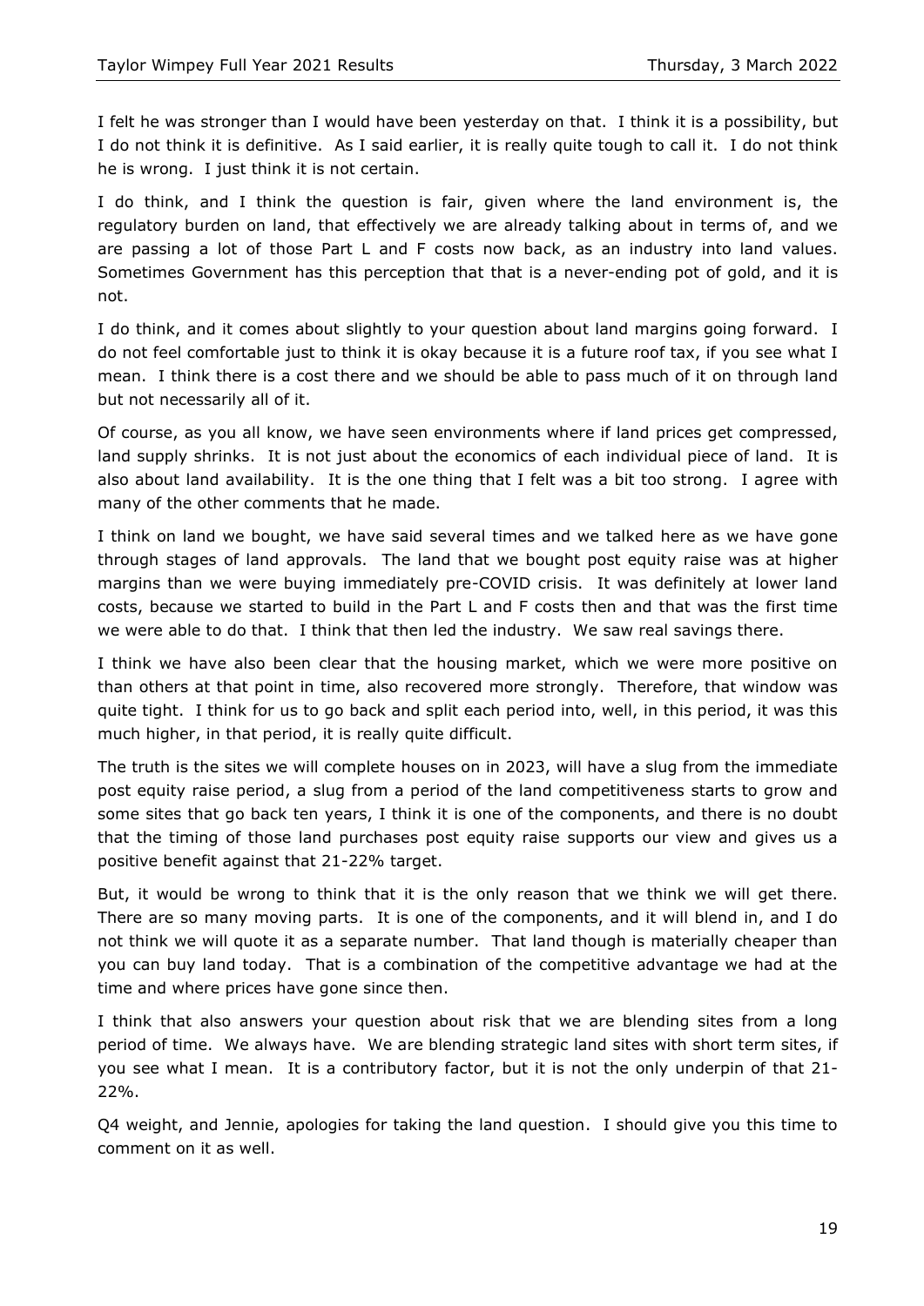I felt he was stronger than I would have been yesterday on that. I think it is a possibility, but I do not think it is definitive. As I said earlier, it is really quite tough to call it. I do not think he is wrong. I just think it is not certain.

I do think, and I think the question is fair, given where the land environment is, the regulatory burden on land, that effectively we are already talking about in terms of, and we are passing a lot of those Part L and F costs now back, as an industry into land values. Sometimes Government has this perception that that is a never-ending pot of gold, and it is not.

I do think, and it comes about slightly to your question about land margins going forward. I do not feel comfortable just to think it is okay because it is a future roof tax, if you see what I mean. I think there is a cost there and we should be able to pass much of it on through land but not necessarily all of it.

Of course, as you all know, we have seen environments where if land prices get compressed, land supply shrinks. It is not just about the economics of each individual piece of land. It is also about land availability. It is the one thing that I felt was a bit too strong. I agree with many of the other comments that he made.

I think on land we bought, we have said several times and we talked here as we have gone through stages of land approvals. The land that we bought post equity raise was at higher margins than we were buying immediately pre-COVID crisis. It was definitely at lower land costs, because we started to build in the Part L and F costs then and that was the first time we were able to do that. I think that then led the industry. We saw real savings there.

I think we have also been clear that the housing market, which we were more positive on than others at that point in time, also recovered more strongly. Therefore, that window was quite tight. I think for us to go back and split each period into, well, in this period, it was this much higher, in that period, it is really quite difficult.

The truth is the sites we will complete houses on in 2023, will have a slug from the immediate post equity raise period, a slug from a period of the land competitiveness starts to grow and some sites that go back ten years, I think it is one of the components, and there is no doubt that the timing of those land purchases post equity raise supports our view and gives us a positive benefit against that 21-22% target.

But, it would be wrong to think that it is the only reason that we think we will get there. There are so many moving parts. It is one of the components, and it will blend in, and I do not think we will quote it as a separate number. That land though is materially cheaper than you can buy land today. That is a combination of the competitive advantage we had at the time and where prices have gone since then.

I think that also answers your question about risk that we are blending sites from a long period of time. We always have. We are blending strategic land sites with short term sites, if you see what I mean. It is a contributory factor, but it is not the only underpin of that 21-22%.

Q4 weight, and Jennie, apologies for taking the land question. I should give you this time to comment on it as well.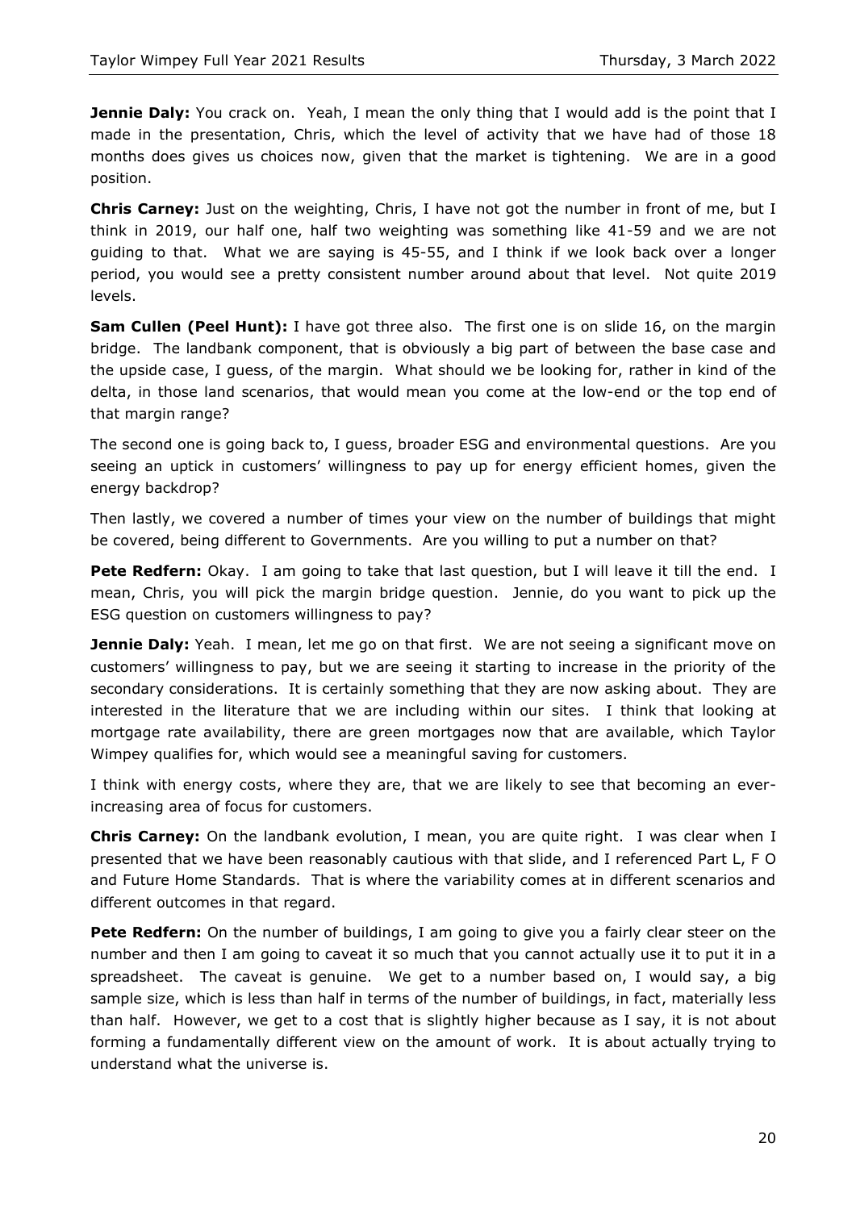**Jennie Daly:** You crack on. Yeah, I mean the only thing that I would add is the point that I made in the presentation, Chris, which the level of activity that we have had of those 18 months does gives us choices now, given that the market is tightening. We are in a good position.

**Chris Carney:** Just on the weighting, Chris, I have not got the number in front of me, but I think in 2019, our half one, half two weighting was something like 41-59 and we are not guiding to that. What we are saying is 45-55, and I think if we look back over a longer period, you would see a pretty consistent number around about that level. Not quite 2019 levels.

**Sam Cullen (Peel Hunt):** I have got three also. The first one is on slide 16, on the margin bridge. The landbank component, that is obviously a big part of between the base case and the upside case, I guess, of the margin. What should we be looking for, rather in kind of the delta, in those land scenarios, that would mean you come at the low-end or the top end of that margin range?

The second one is going back to, I guess, broader ESG and environmental questions. Are you seeing an uptick in customers' willingness to pay up for energy efficient homes, given the energy backdrop?

Then lastly, we covered a number of times your view on the number of buildings that might be covered, being different to Governments. Are you willing to put a number on that?

**Pete Redfern:** Okay. I am going to take that last question, but I will leave it till the end. I mean, Chris, you will pick the margin bridge question. Jennie, do you want to pick up the ESG question on customers willingness to pay?

**Jennie Daly:** Yeah. I mean, let me go on that first. We are not seeing a significant move on customers' willingness to pay, but we are seeing it starting to increase in the priority of the secondary considerations. It is certainly something that they are now asking about. They are interested in the literature that we are including within our sites. I think that looking at mortgage rate availability, there are green mortgages now that are available, which Taylor Wimpey qualifies for, which would see a meaningful saving for customers.

I think with energy costs, where they are, that we are likely to see that becoming an ever-increasing area of focus for customers.

**Chris Carney:** On the landbank evolution, I mean, you are quite right. I was clear when I presented that we have been reasonably cautious with that slide, and I referenced Part L, F O and Future Home Standards. That is where the variability comes at in different scenarios and different outcomes in that regard.

**Pete Redfern:** On the number of buildings, I am going to give you a fairly clear steer on the number and then I am going to caveat it so much that you cannot actually use it to put it in a spreadsheet. The caveat is genuine. We get to a number based on, I would say, a big sample size, which is less than half in terms of the number of buildings, in fact, materially less than half. However, we get to a cost that is slightly higher because as I say, it is not about forming a fundamentally different view on the amount of work. It is about actually trying to understand what the universe is.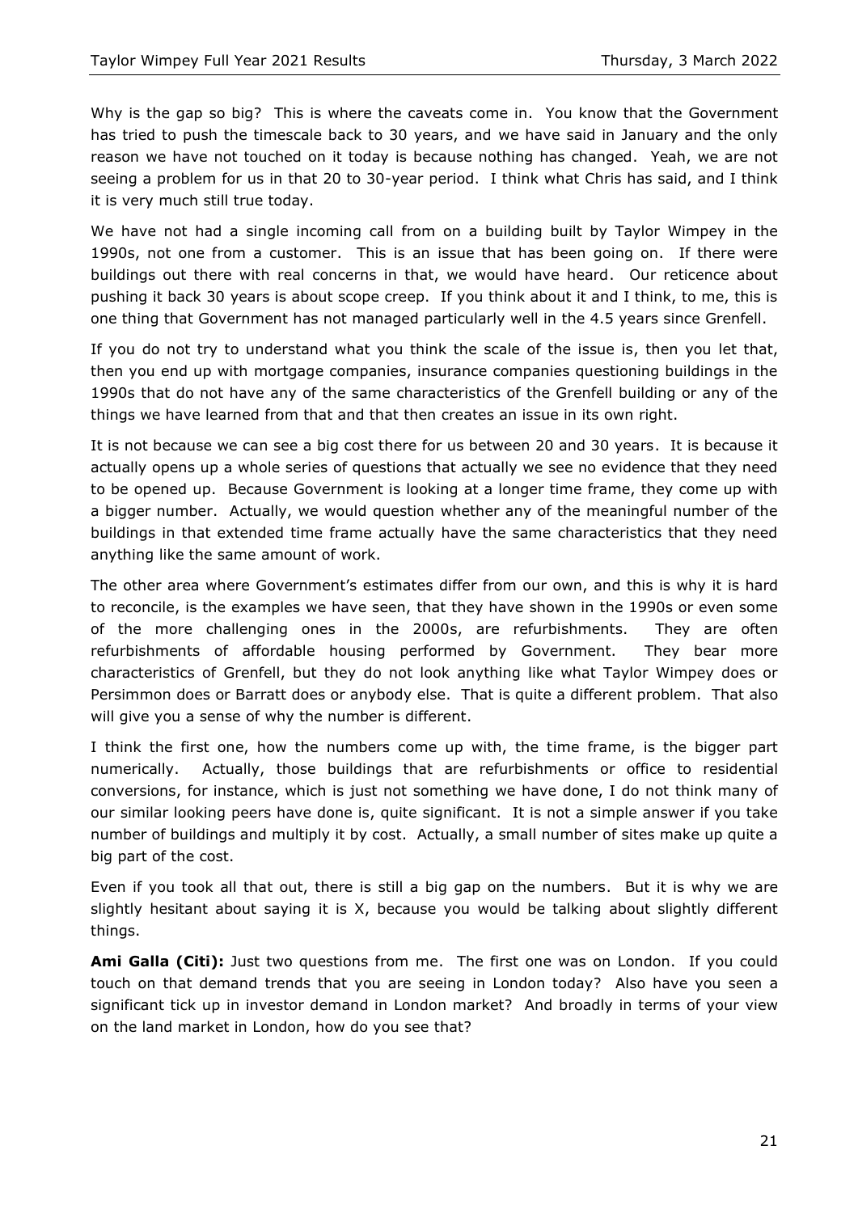Why is the gap so big? This is where the caveats come in. You know that the Government has tried to push the timescale back to 30 years, and we have said in January and the only reason we have not touched on it today is because nothing has changed. Yeah, we are not seeing a problem for us in that 20 to 30-year period. I think what Chris has said, and I think it is very much still true today.

We have not had a single incoming call from on a building built by Taylor Wimpey in the 1990s, not one from a customer. This is an issue that has been going on. If there were buildings out there with real concerns in that, we would have heard. Our reticence about pushing it back 30 years is about scope creep. If you think about it and I think, to me, this is one thing that Government has not managed particularly well in the 4.5 years since Grenfell.

If you do not try to understand what you think the scale of the issue is, then you let that, then you end up with mortgage companies, insurance companies questioning buildings in the 1990s that do not have any of the same characteristics of the Grenfell building or any of the things we have learned from that and that then creates an issue in its own right.

It is not because we can see a big cost there for us between 20 and 30 years. It is because it actually opens up a whole series of questions that actually we see no evidence that they need to be opened up. Because Government is looking at a longer time frame, they come up with a bigger number. Actually, we would question whether any of the meaningful number of the buildings in that extended time frame actually have the same characteristics that they need anything like the same amount of work.

The other area where Government's estimates differ from our own, and this is why it is hard to reconcile, is the examples we have seen, that they have shown in the 1990s or even some of the more challenging ones in the 2000s, are refurbishments. They are often refurbishments of affordable housing performed by Government. They bear more characteristics of Grenfell, but they do not look anything like what Taylor Wimpey does or Persimmon does or Barratt does or anybody else. That is quite a different problem. That also will give you a sense of why the number is different.

I think the first one, how the numbers come up with, the time frame, is the bigger part numerically. Actually, those buildings that are refurbishments or office to residential conversions, for instance, which is just not something we have done, I do not think many of our similar looking peers have done is, quite significant. It is not a simple answer if you take number of buildings and multiply it by cost. Actually, a small number of sites make up quite a big part of the cost.

Even if you took all that out, there is still a big gap on the numbers. But it is why we are slightly hesitant about saying it is X, because you would be talking about slightly different things.

**Ami Galla (Citi):** Just two questions from me. The first one was on London. If you could touch on that demand trends that you are seeing in London today? Also have you seen a significant tick up in investor demand in London market? And broadly in terms of your view on the land market in London, how do you see that?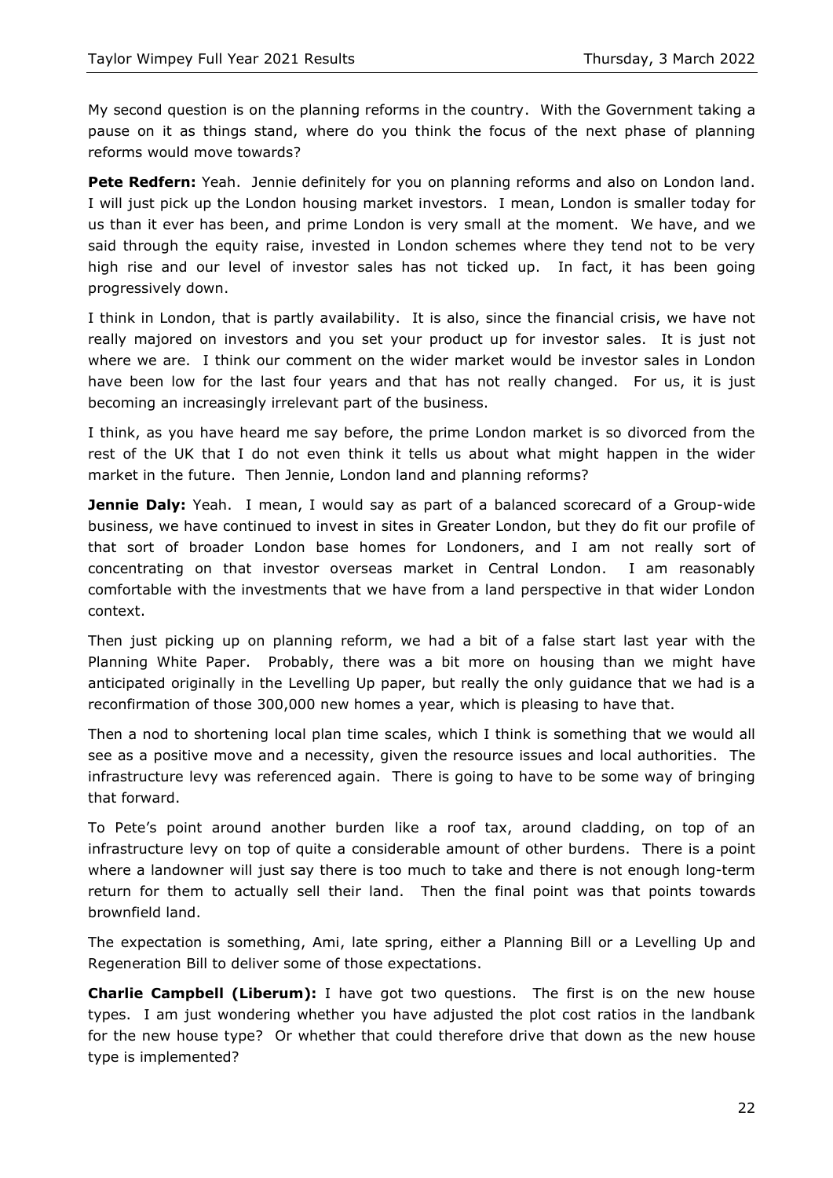My second question is on the planning reforms in the country. With the Government taking a pause on it as things stand, where do you think the focus of the next phase of planning reforms would move towards?

**Pete Redfern:** Yeah. Jennie definitely for you on planning reforms and also on London land. I will just pick up the London housing market investors. I mean, London is smaller today for us than it ever has been, and prime London is very small at the moment. We have, and we said through the equity raise, invested in London schemes where they tend not to be very high rise and our level of investor sales has not ticked up. In fact, it has been going progressively down.

I think in London, that is partly availability. It is also, since the financial crisis, we have not really majored on investors and you set your product up for investor sales. It is just not where we are. I think our comment on the wider market would be investor sales in London have been low for the last four years and that has not really changed. For us, it is just becoming an increasingly irrelevant part of the business.

I think, as you have heard me say before, the prime London market is so divorced from the rest of the UK that I do not even think it tells us about what might happen in the wider market in the future. Then Jennie, London land and planning reforms?

**Jennie Daly:** Yeah. I mean, I would say as part of a balanced scorecard of a Group-wide business, we have continued to invest in sites in Greater London, but they do fit our profile of that sort of broader London base homes for Londoners, and I am not really sort of concentrating on that investor overseas market in Central London. I am reasonably comfortable with the investments that we have from a land perspective in that wider London context.

Then just picking up on planning reform, we had a bit of a false start last year with the Planning White Paper. Probably, there was a bit more on housing than we might have anticipated originally in the Levelling Up paper, but really the only guidance that we had is a reconfirmation of those 300,000 new homes a year, which is pleasing to have that.

Then a nod to shortening local plan time scales, which I think is something that we would all see as a positive move and a necessity, given the resource issues and local authorities. The infrastructure levy was referenced again. There is going to have to be some way of bringing that forward.

To Pete's point around another burden like a roof tax, around cladding, on top of an infrastructure levy on top of quite a considerable amount of other burdens. There is a point where a landowner will just say there is too much to take and there is not enough long-term return for them to actually sell their land. Then the final point was that points towards brownfield land.

The expectation is something, Ami, late spring, either a Planning Bill or a Levelling Up and Regeneration Bill to deliver some of those expectations.

**Charlie Campbell (Liberum):** I have got two questions. The first is on the new house types. I am just wondering whether you have adjusted the plot cost ratios in the landbank for the new house type? Or whether that could therefore drive that down as the new house type is implemented?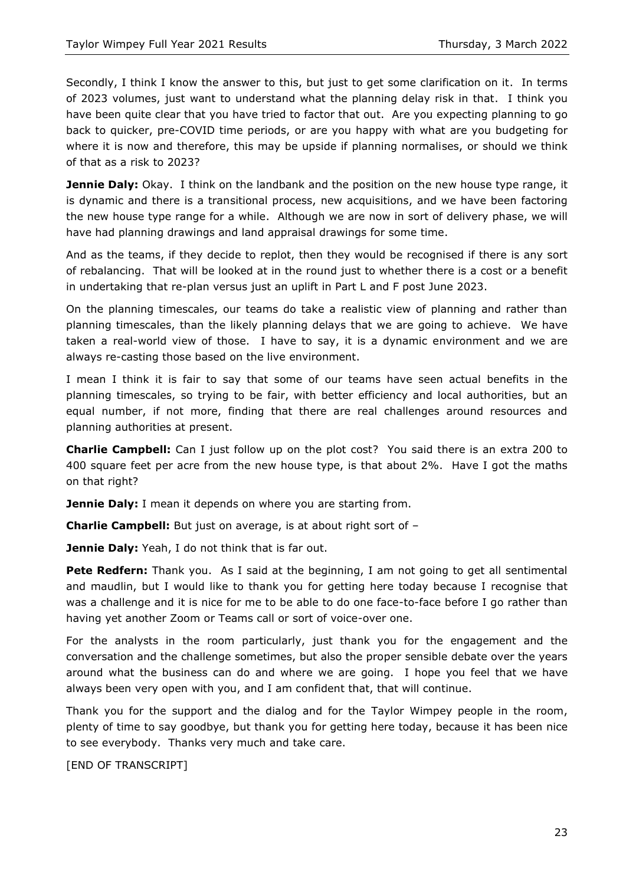Secondly, I think I know the answer to this, but just to get some clarification on it. In terms of 2023 volumes, just want to understand what the planning delay risk in that. I think you have been quite clear that you have tried to factor that out. Are you expecting planning to go back to quicker, pre-COVID time periods, or are you happy with what are you budgeting for where it is now and therefore, this may be upside if planning normalises, or should we think of that as a risk to 2023?

**Jennie Daly:** Okay. I think on the landbank and the position on the new house type range, it is dynamic and there is a transitional process, new acquisitions, and we have been factoring the new house type range for a while. Although we are now in sort of delivery phase, we will have had planning drawings and land appraisal drawings for some time.

And as the teams, if they decide to replot, then they would be recognised if there is any sort of rebalancing. That will be looked at in the round just to whether there is a cost or a benefit in undertaking that re-plan versus just an uplift in Part L and F post June 2023.

On the planning timescales, our teams do take a realistic view of planning and rather than planning timescales, than the likely planning delays that we are going to achieve. We have taken a real-world view of those. I have to say, it is a dynamic environment and we are always re-casting those based on the live environment.

I mean I think it is fair to say that some of our teams have seen actual benefits in the planning timescales, so trying to be fair, with better efficiency and local authorities, but an equal number, if not more, finding that there are real challenges around resources and planning authorities at present.

**Charlie Campbell:** Can I just follow up on the plot cost? You said there is an extra 200 to 400 square feet per acre from the new house type, is that about 2%. Have I got the maths on that right?

**Jennie Daly:** I mean it depends on where you are starting from.

**Charlie Campbell:** But just on average, is at about right sort of –

**Jennie Daly:** Yeah, I do not think that is far out.

**Pete Redfern:** Thank you. As I said at the beginning, I am not going to get all sentimental and maudlin, but I would like to thank you for getting here today because I recognise that was a challenge and it is nice for me to be able to do one face-to-face before I go rather than having yet another Zoom or Teams call or sort of voice-over one.

For the analysts in the room particularly, just thank you for the engagement and the conversation and the challenge sometimes, but also the proper sensible debate over the years around what the business can do and where we are going. I hope you feel that we have always been very open with you, and I am confident that, that will continue.

Thank you for the support and the dialog and for the Taylor Wimpey people in the room, plenty of time to say goodbye, but thank you for getting here today, because it has been nice to see everybody. Thanks very much and take care.

[END OF TRANSCRIPT]